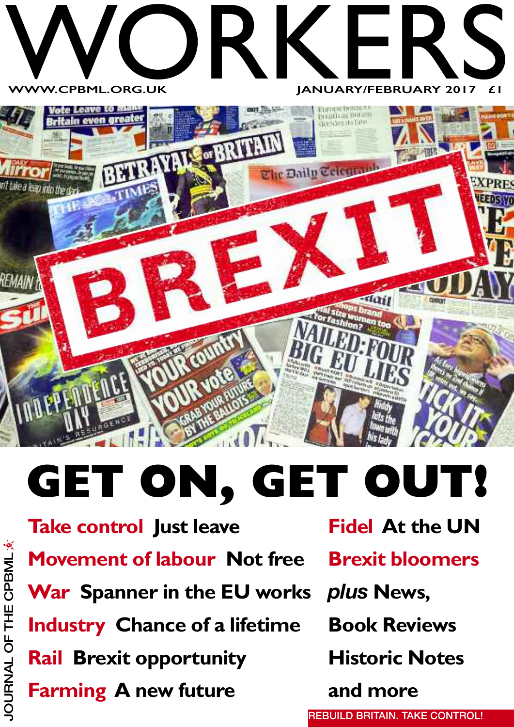# WORKERS

WWW.CPBML.ORG.UK

JANUARY/FEBRUARY 2017 £1

JOURNAL OF THE CPBML

## GET ON, GET OUT!

**Take control** Just leave

**Movement of labour** Not free

**War** Spanner in the EU works

**Industry** Chance of a lifetime

**Rail** Brexit opportunity

**Farming** A new future

**Fidel** At the UN

**Brexit bloomers**

*plus* News, Book Reviews, Historic Notes and more

REBUILD BRITAIN. TAKE CONTROL!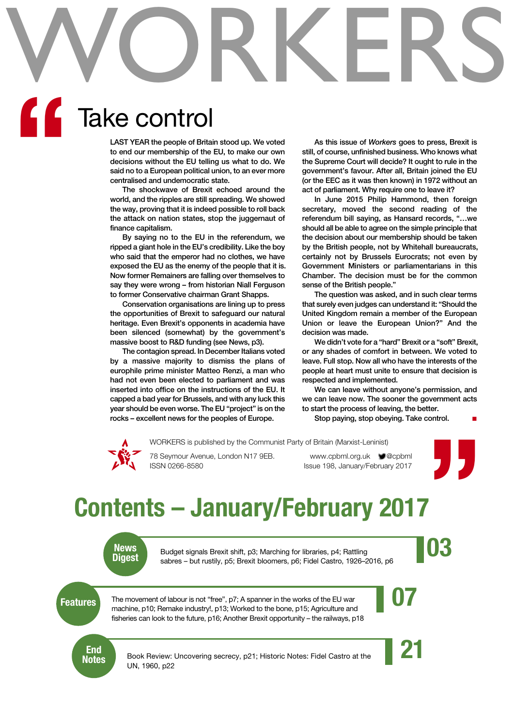# WORKERS

## Take control

LAST YEAR the people of Britain stood up. We voted to end our membership of the EU, to make our own decisions without the EU telling us what to do. We said no to a European political union, to an ever more centralised and undemocratic state.

The shockwave of Brexit echoed around the world, and the ripples are still spreading. We showed the way, proving that it is indeed possible to roll back the attack on nation states, stop the juggernaut of finance capitalism.

By saying no to the EU in the referendum, we ripped a giant hole in the EU's credibility. Like the boy who said that the emperor had no clothes, we have exposed the EU as the enemy of the people that it is. Now former Remainers are falling over themselves to say they were wrong – from historian Niall Ferguson to former Conservative chairman Grant Shapps.

Conservation organisations are lining up to press the opportunities of Brexit to safeguard our natural heritage. Even Brexit's opponents in academia have been silenced (somewhat) by the government's massive boost to R&D funding (see News, p3).

The contagion spread. In December Italians voted by a massive majority to dismiss the plans of europhile prime minister Matteo Renzi, a man who had not even been elected to parliament and was inserted into office on the instructions of the EU. It capped a bad year for Brussels, and with any luck this year should be even worse. The EU "project" is on the rocks – excellent news for the peoples of Europe.

As this issue of *Workers* goes to press, Brexit is still, of course, unfinished business. Who knows what the Supreme Court will decide? It ought to rule in the government's favour. After all, Britain joined the EU (or the EEC as it was then known) in 1972 without an act of parliament. Why require one to leave it?

In June 2015 Philip Hammond, then foreign secretary, moved the second reading of the referendum bill saying, as Hansard records, "…we should all be able to agree on the simple principle that the decision about our membership should be taken by the British people, not by Whitehall bureaucrats, certainly not by Brussels Eurocrats; not even by Government Ministers or parliamentarians in this Chamber. The decision must be for the common sense of the British people."

The question was asked, and in such clear terms that surely even judges can understand it: "Should the United Kingdom remain a member of the European Union or leave the European Union?" And the decision was made.

We didn't vote for a "hard" Brexit or a "soft" Brexit, or any shades of comfort in between. We voted to leave. Full stop. Now all who have the interests of the people at heart must unite to ensure that decision is respected and implemented.

We can leave without anyone's permission, and we can leave now. The sooner the government acts to start the process of leaving, the better.

Stop paying, stop obeying. Take control. ■

WORKERS is published by the Communist Party of Britain (Marxist-Leninist)

78 Seymour Avenue, London N17 9EB.
ISSN 0266-8580

www.cpbml.org.uk @cpbml
Issue 198, January/February 2017

# Contents – January/February 2017

**News Digest — 03**

Budget signals Brexit shift, p3; Marching for libraries, p4; Rattling sabres – but rustily, p5; Brexit bloomers, p6; Fidel Castro, 1926–2016, p6

**Features — 07**

The movement of labour is not "free", p7; A spanner in the works of the EU war machine, p10; Remake industry!, p13; Worked to the bone, p15; Agriculture and fisheries can look to the future, p16; Another Brexit opportunity – the railways, p18

**End Notes — 21**

Book Review: Uncovering secrecy, p21; Historic Notes: Fidel Castro at the UN, 1960, p22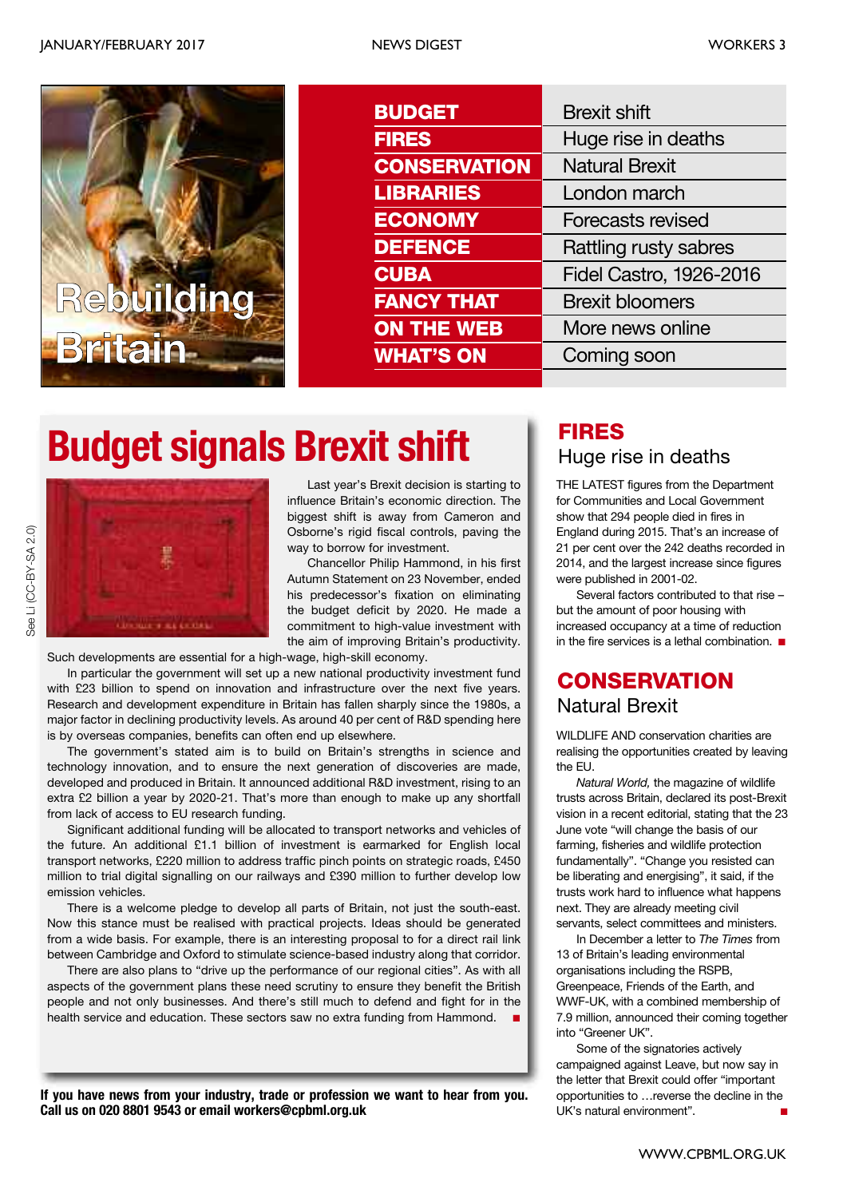Rebuilding Britain

| | |
|---|---|
| **BUDGET** | Brexit shift |
| **FIRES** | Huge rise in deaths |
| **CONSERVATION** | Natural Brexit |
| **LIBRARIES** | London march |
| **ECONOMY** | Forecasts revised |
| **DEFENCE** | Rattling rusty sabres |
| **CUBA** | Fidel Castro, 1926-2016 |
| **FANCY THAT** | Brexit bloomers |
| **ON THE WEB** | More news online |
| **WHAT'S ON** | Coming soon |

# Budget signals Brexit shift

See Li (CC-BY-SA 2.0)

Last year's Brexit decision is starting to influence Britain's economic direction. The biggest shift is away from Cameron and Osborne's rigid fiscal controls, paving the way to borrow for investment.

Chancellor Philip Hammond, in his first Autumn Statement on 23 November, ended his predecessor's fixation on eliminating the budget deficit by 2020. He made a commitment to high-value investment with the aim of improving Britain's productivity. Such developments are essential for a high-wage, high-skill economy.

In particular the government will set up a new national productivity investment fund with £23 billion to spend on innovation and infrastructure over the next five years. Research and development expenditure in Britain has fallen sharply since the 1980s, a major factor in declining productivity levels. As around 40 per cent of R&D spending here is by overseas companies, benefits can often end up elsewhere.

The government's stated aim is to build on Britain's strengths in science and technology innovation, and to ensure the next generation of discoveries are made, developed and produced in Britain. It announced additional R&D investment, rising to an extra £2 billion a year by 2020-21. That's more than enough to make up any shortfall from lack of access to EU research funding.

Significant additional funding will be allocated to transport networks and vehicles of the future. An additional £1.1 billion of investment is earmarked for English local transport networks, £220 million to address traffic pinch points on strategic roads, £450 million to trial digital signalling on our railways and £390 million to further develop low emission vehicles.

There is a welcome pledge to develop all parts of Britain, not just the south-east. Now this stance must be realised with practical projects. Ideas should be generated from a wide basis. For example, there is an interesting proposal to for a direct rail link between Cambridge and Oxford to stimulate science-based industry along that corridor.

There are also plans to "drive up the performance of our regional cities". As with all aspects of the government plans these need scrutiny to ensure they benefit the British people and not only businesses. And there's still much to defend and fight for in the health service and education. These sectors saw no extra funding from Hammond. ■

**If you have news from your industry, trade or profession we want to hear from you. Call us on 020 8801 9543 or email workers@cpbml.org.uk**

## FIRES
### Huge rise in deaths

THE LATEST figures from the Department for Communities and Local Government show that 294 people died in fires in England during 2015. That's an increase of 21 per cent over the 242 deaths recorded in 2014, and the largest increase since figures were published in 2001-02.

Several factors contributed to that rise – but the amount of poor housing with increased occupancy at a time of reduction in the fire services is a lethal combination. ■

## CONSERVATION
### Natural Brexit

WILDLIFE AND conservation charities are realising the opportunities created by leaving the EU.

*Natural World,* the magazine of wildlife trusts across Britain, declared its post-Brexit vision in a recent editorial, stating that the 23 June vote "will change the basis of our farming, fisheries and wildlife protection fundamentally". "Change you resisted can be liberating and energising", it said, if the trusts work hard to influence what happens next. They are already meeting civil servants, select committees and ministers.

In December a letter to *The Times* from 13 of Britain's leading environmental organisations including the RSPB, Greenpeace, Friends of the Earth, and WWF-UK, with a combined membership of 7.9 million, announced their coming together into "Greener UK".

Some of the signatories actively campaigned against Leave, but now say in the letter that Brexit could offer "important opportunities to …reverse the decline in the UK's natural environment". ■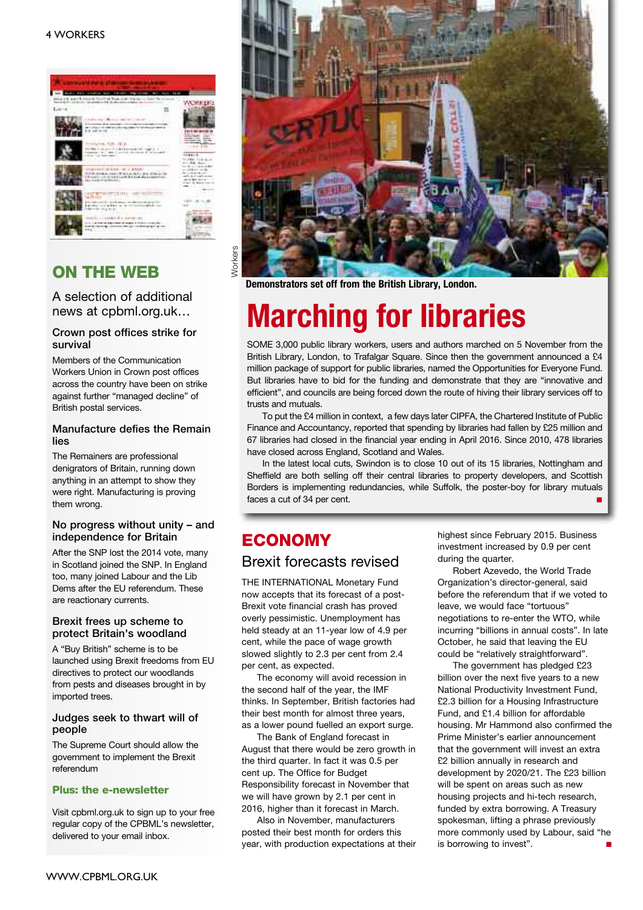## ON THE WEB

A selection of additional news at cpbml.org.uk…

### Crown post offices strike for survival

Members of the Communication Workers Union in Crown post offices across the country have been on strike against further "managed decline" of British postal services.

### Manufacture defies the Remain lies

The Remainers are professional denigrators of Britain, running down anything in an attempt to show they were right. Manufacturing is proving them wrong.

### No progress without unity – and independence for Britain

After the SNP lost the 2014 vote, many in Scotland joined the SNP. In England too, many joined Labour and the Lib Dems after the EU referendum. These are reactionary currents.

### Brexit frees up scheme to protect Britain's woodland

A "Buy British" scheme is to be launched using Brexit freedoms from EU directives to protect our woodlands from pests and diseases brought in by imported trees.

### Judges seek to thwart will of people

The Supreme Court should allow the government to implement the Brexit referendum

**Plus: the e-newsletter**

Visit cpbml.org.uk to sign up to your free regular copy of the CPBML's newsletter, delivered to your email inbox.

Workers

**Demonstrators set off from the British Library, London.**

# Marching for libraries

SOME 3,000 public library workers, users and authors marched on 5 November from the British Library, London, to Trafalgar Square. Since then the government announced a £4 million package of support for public libraries, named the Opportunities for Everyone Fund. But libraries have to bid for the funding and demonstrate that they are "innovative and efficient", and councils are being forced down the route of hiving their library services off to trusts and mutuals.

To put the £4 million in context, a few days later CIPFA, the Chartered Institute of Public Finance and Accountancy, reported that spending by libraries had fallen by £25 million and 67 libraries had closed in the financial year ending in April 2016. Since 2010, 478 libraries have closed across England, Scotland and Wales.

In the latest local cuts, Swindon is to close 10 out of its 15 libraries, Nottingham and Sheffield are both selling off their central libraries to property developers, and Scottish Borders is implementing redundancies, while Suffolk, the poster-boy for library mutuals faces a cut of 34 per cent. ■

## ECONOMY

### Brexit forecasts revised

THE INTERNATIONAL Monetary Fund now accepts that its forecast of a post-Brexit vote financial crash has proved overly pessimistic. Unemployment has held steady at an 11-year low of 4.9 per cent, while the pace of wage growth slowed slightly to 2.3 per cent from 2.4 per cent, as expected.

The economy will avoid recession in the second half of the year, the IMF thinks. In September, British factories had their best month for almost three years, as a lower pound fuelled an export surge.

The Bank of England forecast in August that there would be zero growth in the third quarter. In fact it was 0.5 per cent up. The Office for Budget Responsibility forecast in November that we will have grown by 2.1 per cent in 2016, higher than it forecast in March.

Also in November, manufacturers posted their best month for orders this year, with production expectations at their highest since February 2015. Business investment increased by 0.9 per cent during the quarter.

Robert Azevedo, the World Trade Organization's director-general, said before the referendum that if we voted to leave, we would face "tortuous" negotiations to re-enter the WTO, while incurring "billions in annual costs". In late October, he said that leaving the EU could be "relatively straightforward".

The government has pledged £23 billion over the next five years to a new National Productivity Investment Fund, £2.3 billion for a Housing Infrastructure Fund, and £1.4 billion for affordable housing. Mr Hammond also confirmed the Prime Minister's earlier announcement that the government will invest an extra £2 billion annually in research and development by 2020/21. The £23 billion will be spent on areas such as new housing projects and hi-tech research, funded by extra borrowing. A Treasury spokesman, lifting a phrase previously more commonly used by Labour, said "he is borrowing to invest". ■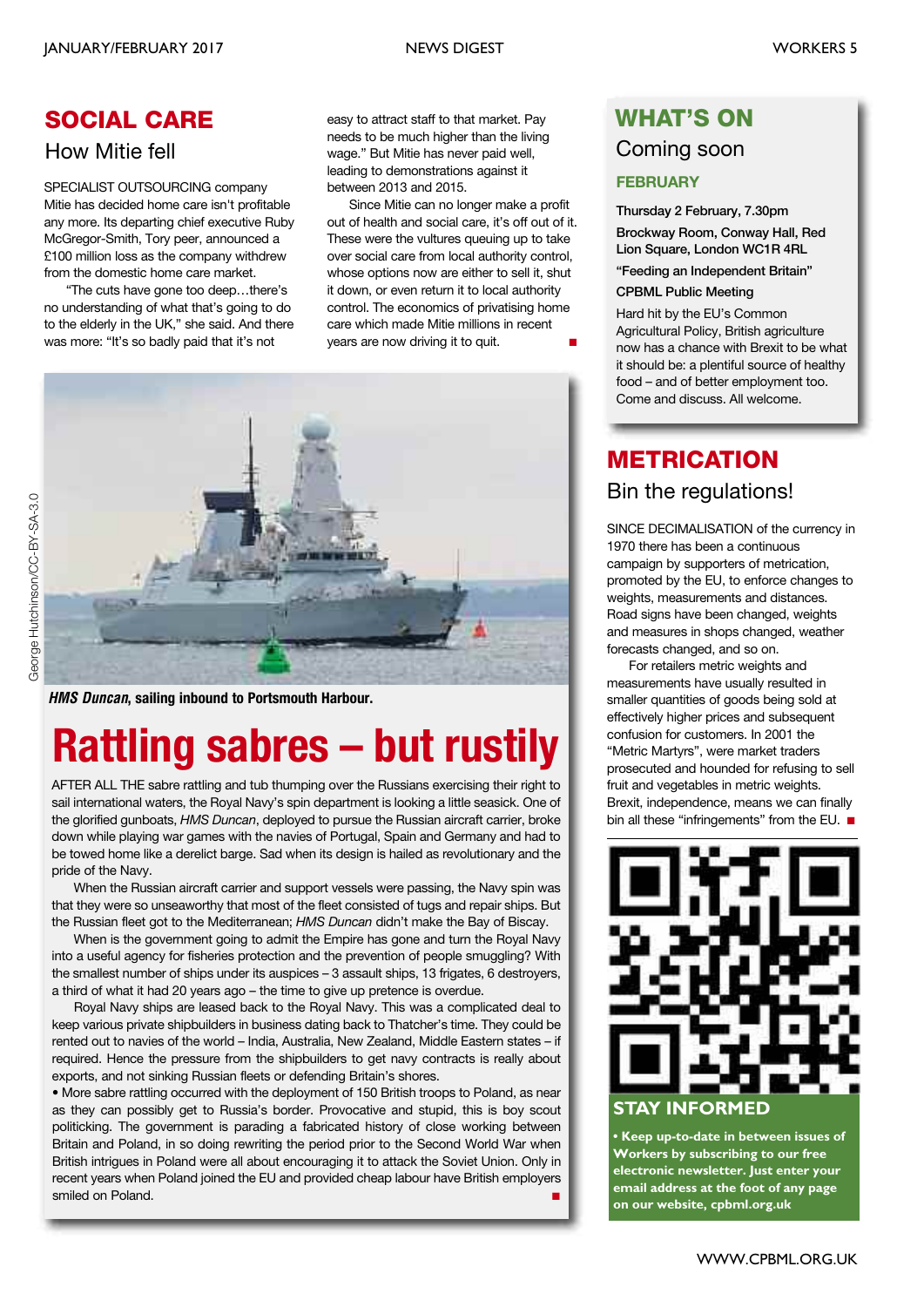## SOCIAL CARE

### How Mitie fell

SPECIALIST OUTSOURCING company Mitie has decided home care isn't profitable any more. Its departing chief executive Ruby McGregor-Smith, Tory peer, announced a £100 million loss as the company withdrew from the domestic home care market.

"The cuts have gone too deep…there's no understanding of what that's going to do to the elderly in the UK," she said. And there was more: "It's so badly paid that it's not easy to attract staff to that market. Pay needs to be much higher than the living wage." But Mitie has never paid well, leading to demonstrations against it between 2013 and 2015.

Since Mitie can no longer make a profit out of health and social care, it's off out of it. These were the vultures queuing up to take over social care from local authority control, whose options now are either to sell it, shut it down, or even return it to local authority control. The economics of privatising home care which made Mitie millions in recent years are now driving it to quit. ■

George Hutchinson/CC-BY-SA-3.0

***HMS Duncan*, sailing inbound to Portsmouth Harbour.**

# Rattling sabres – but rustily

AFTER ALL THE sabre rattling and tub thumping over the Russians exercising their right to sail international waters, the Royal Navy's spin department is looking a little seasick. One of the glorified gunboats, *HMS Duncan*, deployed to pursue the Russian aircraft carrier, broke down while playing war games with the navies of Portugal, Spain and Germany and had to be towed home like a derelict barge. Sad when its design is hailed as revolutionary and the pride of the Navy.

When the Russian aircraft carrier and support vessels were passing, the Navy spin was that they were so unseaworthy that most of the fleet consisted of tugs and repair ships. But the Russian fleet got to the Mediterranean; *HMS Duncan* didn't make the Bay of Biscay.

When is the government going to admit the Empire has gone and turn the Royal Navy into a useful agency for fisheries protection and the prevention of people smuggling? With the smallest number of ships under its auspices – 3 assault ships, 13 frigates, 6 destroyers, a third of what it had 20 years ago – the time to give up pretence is overdue.

Royal Navy ships are leased back to the Royal Navy. This was a complicated deal to keep various private shipbuilders in business dating back to Thatcher's time. They could be rented out to navies of the world – India, Australia, New Zealand, Middle Eastern states – if required. Hence the pressure from the shipbuilders to get navy contracts is really about exports, and not sinking Russian fleets or defending Britain's shores.

• More sabre rattling occurred with the deployment of 150 British troops to Poland, as near as they can possibly get to Russia's border. Provocative and stupid, this is boy scout politicking. The government is parading a fabricated history of close working between Britain and Poland, in so doing rewriting the period prior to the Second World War when British intrigues in Poland were all about encouraging it to attack the Soviet Union. Only in recent years when Poland joined the EU and provided cheap labour have British employers smiled on Poland. ■

## WHAT'S ON

### Coming soon

**FEBRUARY**

Thursday 2 February, 7.30pm

Brockway Room, Conway Hall, Red Lion Square, London WC1R 4RL

"Feeding an Independent Britain"

CPBML Public Meeting

Hard hit by the EU's Common Agricultural Policy, British agriculture now has a chance with Brexit to be what it should be: a plentiful source of healthy food – and of better employment too. Come and discuss. All welcome.

## METRICATION

### Bin the regulations!

SINCE DECIMALISATION of the currency in 1970 there has been a continuous campaign by supporters of metrication, promoted by the EU, to enforce changes to weights, measurements and distances. Road signs have been changed, weights and measures in shops changed, weather forecasts changed, and so on.

For retailers metric weights and measurements have usually resulted in smaller quantities of goods being sold at effectively higher prices and subsequent confusion for customers. In 2001 the "Metric Martyrs", were market traders prosecuted and hounded for refusing to sell fruit and vegetables in metric weights. Brexit, independence, means we can finally bin all these "infringements" from the EU. ■

## STAY INFORMED

**• Keep up-to-date in between issues of Workers by subscribing to our free electronic newsletter. Just enter your email address at the foot of any page on our website, cpbml.org.uk**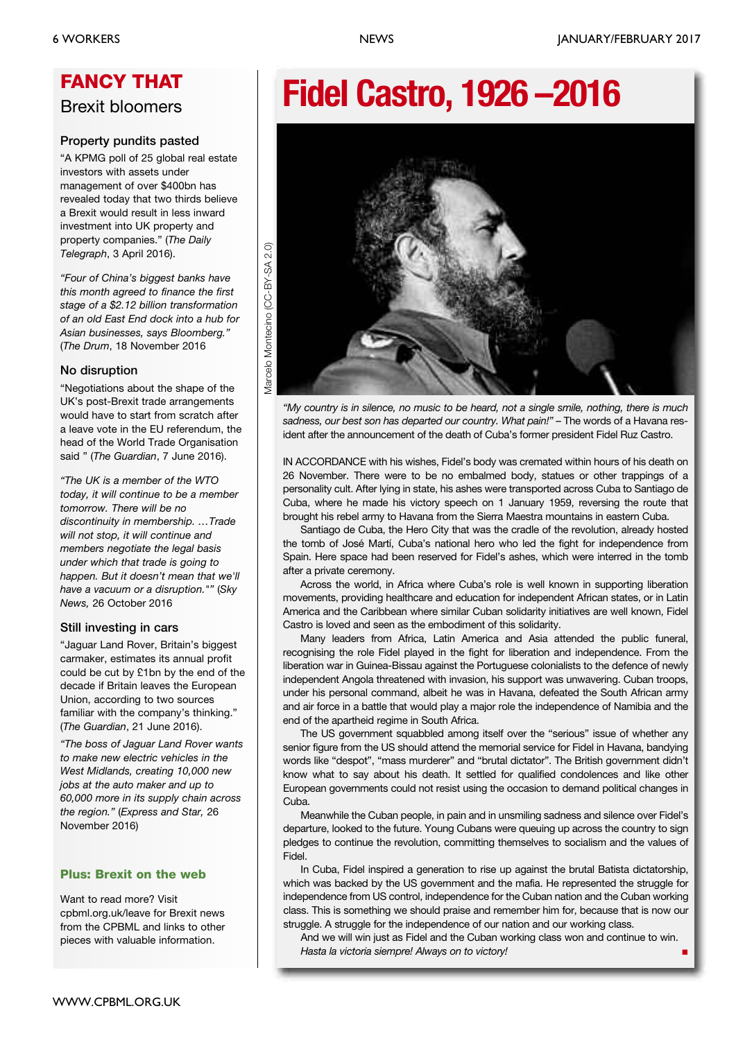## FANCY THAT

### Brexit bloomers

#### Property pundits pasted

"A KPMG poll of 25 global real estate investors with assets under management of over $400bn has revealed today that two thirds believe a Brexit would result in less inward investment into UK property and property companies." (*The Daily Telegraph*, 3 April 2016).

*"Four of China's biggest banks have this month agreed to finance the first stage of a $2.12 billion transformation of an old East End dock into a hub for Asian businesses, says Bloomberg."* (*The Drum*, 18 November 2016

#### No disruption

"Negotiations about the shape of the UK's post-Brexit trade arrangements would have to start from scratch after a leave vote in the EU referendum, the head of the World Trade Organisation said " (*The Guardian*, 7 June 2016).

*"The UK is a member of the WTO today, it will continue to be a member tomorrow. There will be no discontinuity in membership. …Trade will not stop, it will continue and members negotiate the legal basis under which that trade is going to happen. But it doesn't mean that we'll have a vacuum or a disruption.""* (*Sky News*, 26 October 2016

#### Still investing in cars

"Jaguar Land Rover, Britain's biggest carmaker, estimates its annual profit could be cut by £1bn by the end of the decade if Britain leaves the European Union, according to two sources familiar with the company's thinking." (*The Guardian*, 21 June 2016).

*"The boss of Jaguar Land Rover wants to make new electric vehicles in the West Midlands, creating 10,000 new jobs at the auto maker and up to 60,000 more in its supply chain across the region."* (*Express and Star*, 26 November 2016)

#### Plus: Brexit on the web

Want to read more? Visit cpbml.org.uk/leave for Brexit news from the CPBML and links to other pieces with valuable information.

# Fidel Castro, 1926 –2016

Marcelo Montecino (CC-BY-SA 2.0)

*"My country is in silence, no music to be heard, not a single smile, nothing, there is much sadness, our best son has departed our country. What pain!"* – The words of a Havana resident after the announcement of the death of Cuba's former president Fidel Ruz Castro.

IN ACCORDANCE with his wishes, Fidel's body was cremated within hours of his death on 26 November. There were to be no embalmed body, statues or other trappings of a personality cult. After lying in state, his ashes were transported across Cuba to Santiago de Cuba, where he made his victory speech on 1 January 1959, reversing the route that brought his rebel army to Havana from the Sierra Maestra mountains in eastern Cuba.

Santiago de Cuba, the Hero City that was the cradle of the revolution, already hosted the tomb of José Martí, Cuba's national hero who led the fight for independence from Spain. Here space had been reserved for Fidel's ashes, which were interred in the tomb after a private ceremony.

Across the world, in Africa where Cuba's role is well known in supporting liberation movements, providing healthcare and education for independent African states, or in Latin America and the Caribbean where similar Cuban solidarity initiatives are well known, Fidel Castro is loved and seen as the embodiment of this solidarity.

Many leaders from Africa, Latin America and Asia attended the public funeral, recognising the role Fidel played in the fight for liberation and independence. From the liberation war in Guinea-Bissau against the Portuguese colonialists to the defence of newly independent Angola threatened with invasion, his support was unwavering. Cuban troops, under his personal command, albeit he was in Havana, defeated the South African army and air force in a battle that would play a major role the independence of Namibia and the end of the apartheid regime in South Africa.

The US government squabbled among itself over the "serious" issue of whether any senior figure from the US should attend the memorial service for Fidel in Havana, bandying words like "despot", "mass murderer" and "brutal dictator". The British government didn't know what to say about his death. It settled for qualified condolences and like other European governments could not resist using the occasion to demand political changes in Cuba.

Meanwhile the Cuban people, in pain and in unsmiling sadness and silence over Fidel's departure, looked to the future. Young Cubans were queuing up across the country to sign pledges to continue the revolution, committing themselves to socialism and the values of Fidel.

In Cuba, Fidel inspired a generation to rise up against the brutal Batista dictatorship, which was backed by the US government and the mafia. He represented the struggle for independence from US control, independence for the Cuban nation and the Cuban working class. This is something we should praise and remember him for, because that is now our struggle. A struggle for the independence of our nation and our working class.

And we will win just as Fidel and the Cuban working class won and continue to win. *Hasta la victoria siempre! Always on to victory!* ■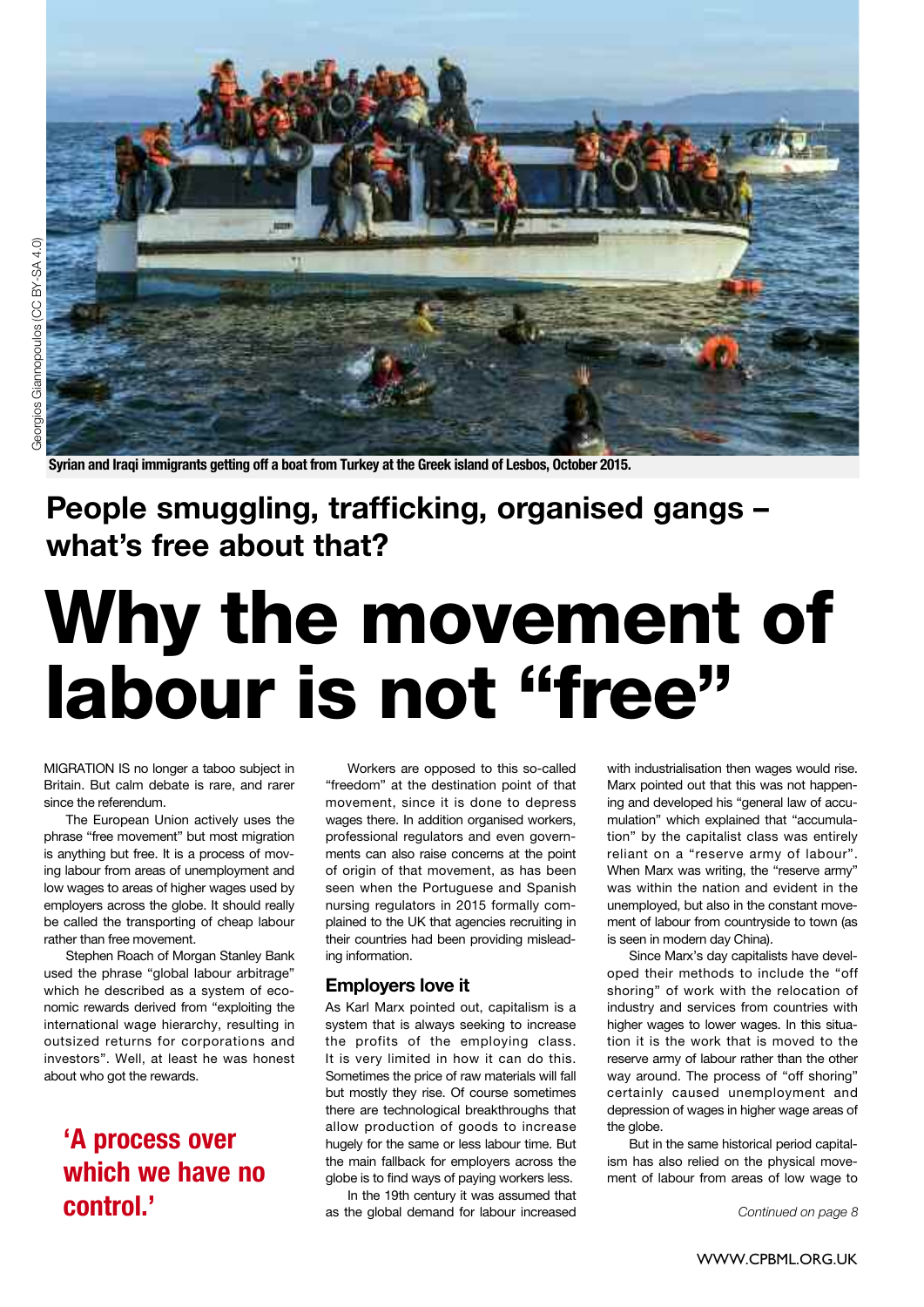Syrian and Iraqi immigrants getting off a boat from Turkey at the Greek island of Lesbos, October 2015.

Georgios Giannopoulos (CC BY-SA 4.0)

## People smuggling, trafficking, organised gangs – what's free about that?

# Why the movement of labour is not "free"

MIGRATION IS no longer a taboo subject in Britain. But calm debate is rare, and rarer since the referendum.

The European Union actively uses the phrase "free movement" but most migration is anything but free. It is a process of moving labour from areas of unemployment and low wages to areas of higher wages used by employers across the globe. It should really be called the transporting of cheap labour rather than free movement.

Stephen Roach of Morgan Stanley Bank used the phrase "global labour arbitrage" which he described as a system of economic rewards derived from "exploiting the international wage hierarchy, resulting in outsized returns for corporations and investors". Well, at least he was honest about who got the rewards.

**'A process over which we have no control.'**

Workers are opposed to this so-called "freedom" at the destination point of that movement, since it is done to depress wages there. In addition organised workers, professional regulators and even governments can also raise concerns at the point of origin of that movement, as has been seen when the Portuguese and Spanish nursing regulators in 2015 formally complained to the UK that agencies recruiting in their countries had been providing misleading information.

### Employers love it

As Karl Marx pointed out, capitalism is a system that is always seeking to increase the profits of the employing class. It is very limited in how it can do this. Sometimes the price of raw materials will fall but mostly they rise. Of course sometimes there are technological breakthroughs that allow production of goods to increase hugely for the same or less labour time. But the main fallback for employers across the globe is to find ways of paying workers less.

In the 19th century it was assumed that as the global demand for labour increased with industrialisation then wages would rise. Marx pointed out that this was not happening and developed his "general law of accumulation" which explained that "accumulation" by the capitalist class was entirely reliant on a "reserve army of labour". When Marx was writing, the "reserve army" was within the nation and evident in the unemployed, but also in the constant movement of labour from countryside to town (as is seen in modern day China).

Since Marx's day capitalists have developed their methods to include the "off shoring" of work with the relocation of industry and services from countries with higher wages to lower wages. In this situation it is the work that is moved to the reserve army of labour rather than the other way around. The process of "off shoring" certainly caused unemployment and depression of wages in higher wage areas of the globe.

But in the same historical period capitalism has also relied on the physical movement of labour from areas of low wage to

*Continued on page 8*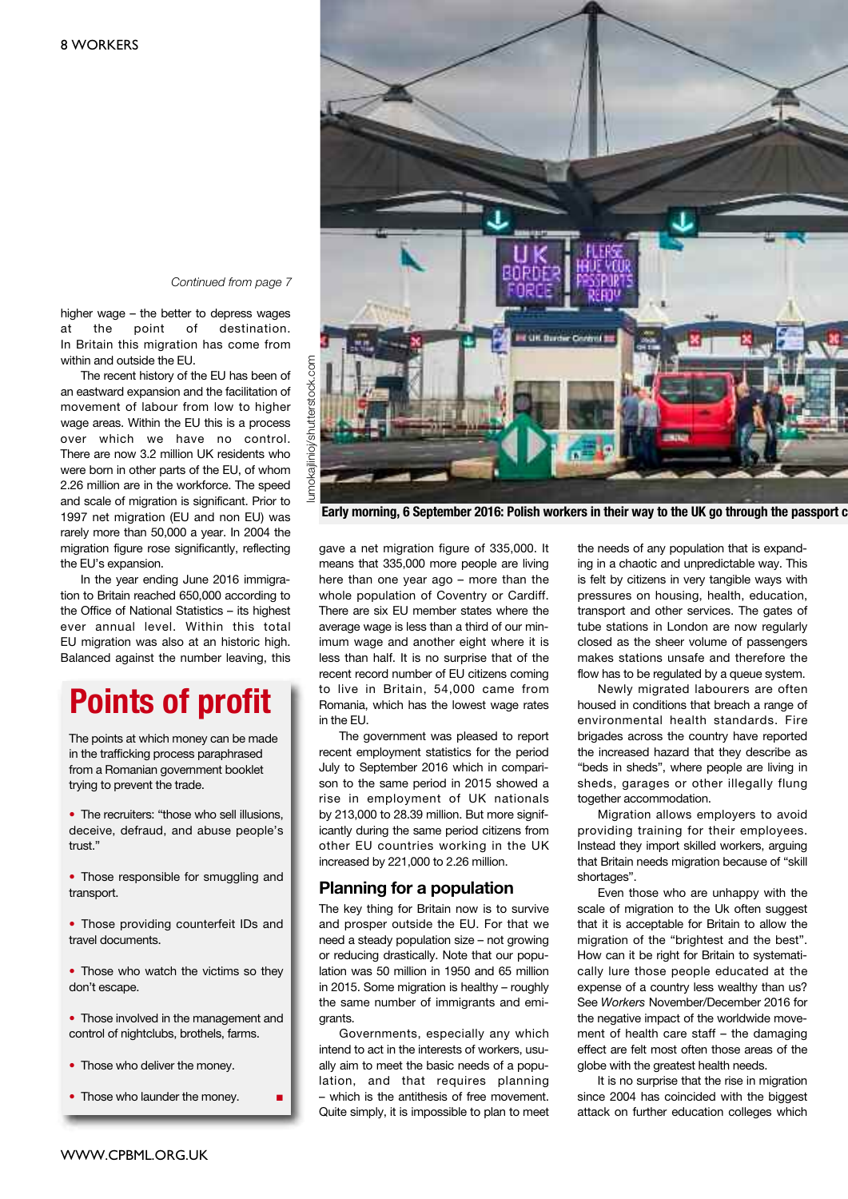*Continued from page 7*

higher wage – the better to depress wages at the point of destination. In Britain this migration has come from within and outside the EU.

The recent history of the EU has been of an eastward expansion and the facilitation of movement of labour from low to higher wage areas. Within the EU this is a process over which we have no control. There are now 3.2 million UK residents who were born in other parts of the EU, of whom 2.26 million are in the workforce. The speed and scale of migration is significant. Prior to 1997 net migration (EU and non EU) was rarely more than 50,000 a year. In 2004 the migration figure rose significantly, reflecting the EU's expansion.

In the year ending June 2016 immigration to Britain reached 650,000 according to the Office of National Statistics – its highest ever annual level. Within this total EU migration was also at an historic high. Balanced against the number leaving, this gave a net migration figure of 335,000. It means that 335,000 more people are living here than one year ago – more than the whole population of Coventry or Cardiff. There are six EU member states where the average wage is less than a third of our minimum wage and another eight where it is less than half. It is no surprise that of the recent record number of EU citizens coming to live in Britain, 54,000 came from Romania, which has the lowest wage rates in the EU.

The government was pleased to report recent employment statistics for the period July to September 2016 which in comparison to the same period in 2015 showed a rise in employment of UK nationals by 213,000 to 28.39 million. But more significantly during the same period citizens from other EU countries working in the UK increased by 221,000 to 2.26 million.

## Planning for a population

The key thing for Britain now is to survive and prosper outside the EU. For that we need a steady population size – not growing or reducing drastically. Note that our population was 50 million in 1950 and 65 million in 2015. Some migration is healthy – roughly the same number of immigrants and emigrants.

Governments, especially any which intend to act in the interests of workers, usually aim to meet the basic needs of a population, and that requires planning – which is the antithesis of free movement. Quite simply, it is impossible to plan to meet the needs of any population that is expanding in a chaotic and unpredictable way. This is felt by citizens in very tangible ways with pressures on housing, health, education, transport and other services. The gates of tube stations in London are now regularly closed as the sheer volume of passengers makes stations unsafe and therefore the flow has to be regulated by a queue system.

Newly migrated labourers are often housed in conditions that breach a range of environmental health standards. Fire brigades across the country have reported the increased hazard that they describe as "beds in sheds", where people are living in sheds, garages or other illegally flung together accommodation.

Migration allows employers to avoid providing training for their employees. Instead they import skilled workers, arguing that Britain needs migration because of "skill shortages".

Even those who are unhappy with the scale of migration to the Uk often suggest that it is acceptable for Britain to allow the migration of the "brightest and the best". How can it be right for Britain to systematically lure those people educated at the expense of a country less wealthy than us? See *Workers* November/December 2016 for the negative impact of the worldwide movement of health care staff – the damaging effect are felt most often those areas of the globe with the greatest health needs.

It is no surprise that the rise in migration since 2004 has coincided with the biggest attack on further education colleges which

lumokajlinioj/shutterstock.com

**Early morning, 6 September 2016: Polish workers in their way to the UK go through the passport c**

## Points of profit

The points at which money can be made in the trafficking process paraphrased from a Romanian government booklet trying to prevent the trade.

- The recruiters: "those who sell illusions, deceive, defraud, and abuse people's trust."
- Those responsible for smuggling and transport.
- Those providing counterfeit IDs and travel documents.
- Those who watch the victims so they don't escape.
- Those involved in the management and control of nightclubs, brothels, farms.
- Those who deliver the money.
- Those who launder the money. ■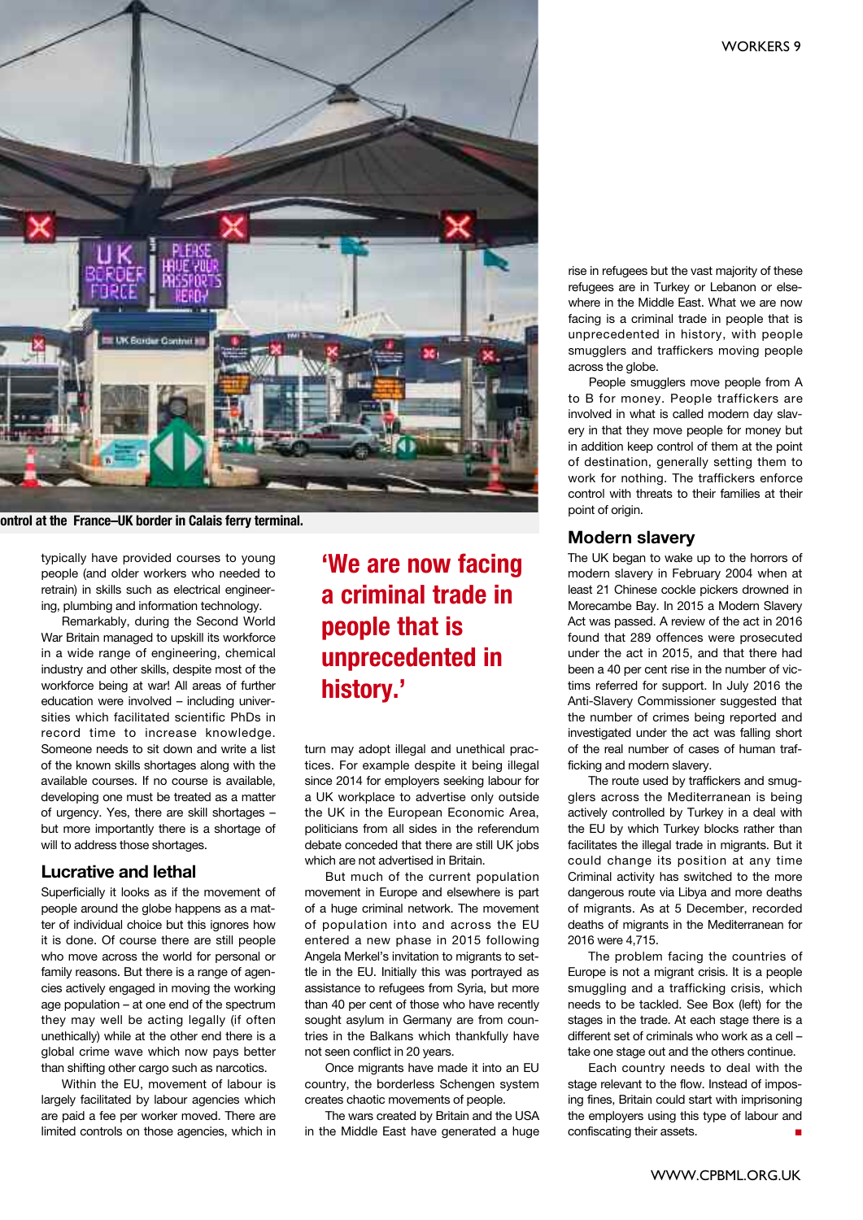ontrol at the France–UK border in Calais ferry terminal.

typically have provided courses to young people (and older workers who needed to retrain) in skills such as electrical engineering, plumbing and information technology.

Remarkably, during the Second World War Britain managed to upskill its workforce in a wide range of engineering, chemical industry and other skills, despite most of the workforce being at war! All areas of further education were involved – including universities which facilitated scientific PhDs in record time to increase knowledge. Someone needs to sit down and write a list of the known skills shortages along with the available courses. If no course is available, developing one must be treated as a matter of urgency. Yes, there are skill shortages – but more importantly there is a shortage of will to address those shortages.

## Lucrative and lethal

Superficially it looks as if the movement of people around the globe happens as a matter of individual choice but this ignores how it is done. Of course there are still people who move across the world for personal or family reasons. But there is a range of agencies actively engaged in moving the working age population – at one end of the spectrum they may well be acting legally (if often unethically) while at the other end there is a global crime wave which now pays better than shifting other cargo such as narcotics.

Within the EU, movement of labour is largely facilitated by labour agencies which are paid a fee per worker moved. There are limited controls on those agencies, which in turn may adopt illegal and unethical practices. For example despite it being illegal since 2014 for employers seeking labour for a UK workplace to advertise only outside the UK in the European Economic Area, politicians from all sides in the referendum debate conceded that there are still UK jobs which are not advertised in Britain.

**'We are now facing a criminal trade in people that is unprecedented in history.'**

But much of the current population movement in Europe and elsewhere is part of a huge criminal network. The movement of population into and across the EU entered a new phase in 2015 following Angela Merkel's invitation to migrants to settle in the EU. Initially this was portrayed as assistance to refugees from Syria, but more than 40 per cent of those who have recently sought asylum in Germany are from countries in the Balkans which thankfully have not seen conflict in 20 years.

Once migrants have made it into an EU country, the borderless Schengen system creates chaotic movements of people.

The wars created by Britain and the USA in the Middle East have generated a huge rise in refugees but the vast majority of these refugees are in Turkey or Lebanon or elsewhere in the Middle East. What we are now facing is a criminal trade in people that is unprecedented in history, with people smugglers and traffickers moving people across the globe.

People smugglers move people from A to B for money. People traffickers are involved in what is called modern day slavery in that they move people for money but in addition keep control of them at the point of destination, generally setting them to work for nothing. The traffickers enforce control with threats to their families at their point of origin.

## Modern slavery

The UK began to wake up to the horrors of modern slavery in February 2004 when at least 21 Chinese cockle pickers drowned in Morecambe Bay. In 2015 a Modern Slavery Act was passed. A review of the act in 2016 found that 289 offences were prosecuted under the act in 2015, and that there had been a 40 per cent rise in the number of victims referred for support. In July 2016 the Anti-Slavery Commissioner suggested that the number of crimes being reported and investigated under the act was falling short of the real number of cases of human trafficking and modern slavery.

The route used by traffickers and smugglers across the Mediterranean is being actively controlled by Turkey in a deal with the EU by which Turkey blocks rather than facilitates the illegal trade in migrants. But it could change its position at any time Criminal activity has switched to the more dangerous route via Libya and more deaths of migrants. As at 5 December, recorded deaths of migrants in the Mediterranean for 2016 were 4,715.

The problem facing the countries of Europe is not a migrant crisis. It is a people smuggling and a trafficking crisis, which needs to be tackled. See Box (left) for the stages in the trade. At each stage there is a different set of criminals who work as a cell – take one stage out and the others continue.

Each country needs to deal with the stage relevant to the flow. Instead of imposing fines, Britain could start with imprisoning the employers using this type of labour and confiscating their assets. ■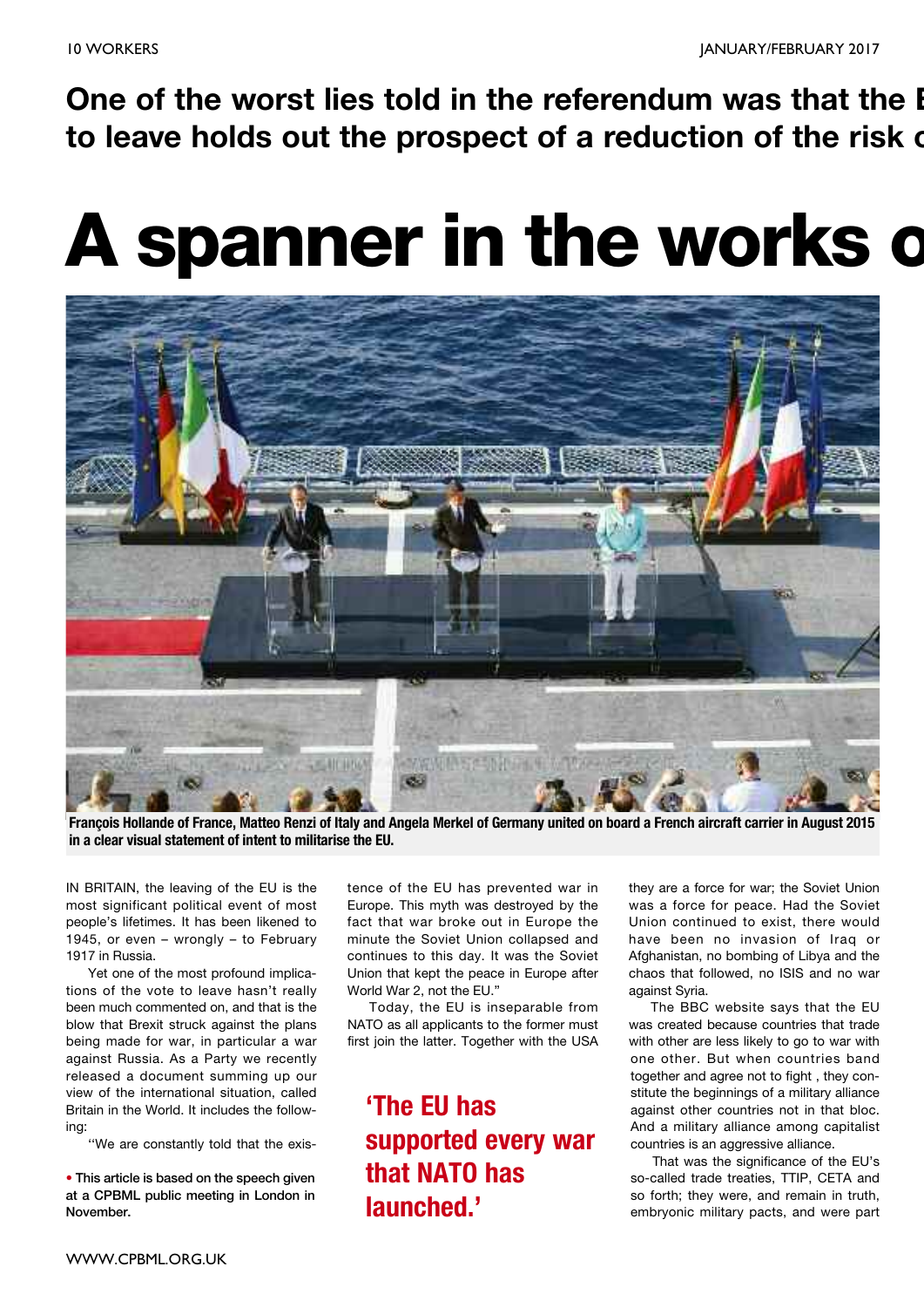**One of the worst lies told in the referendum was that the E to leave holds out the prospect of a reduction of the risk o**

# A spanner in the works o

François Hollande of France, Matteo Renzi of Italy and Angela Merkel of Germany united on board a French aircraft carrier in August 2015 in a clear visual statement of intent to militarise the EU.

IN BRITAIN, the leaving of the EU is the most significant political event of most people's lifetimes. It has been likened to 1945, or even – wrongly – to February 1917 in Russia.

Yet one of the most profound implications of the vote to leave hasn't really been much commented on, and that is the blow that Brexit struck against the plans being made for war, in particular a war against Russia. As a Party we recently released a document summing up our view of the international situation, called Britain in the World. It includes the following:

"We are constantly told that the existence of the EU has prevented war in Europe. This myth was destroyed by the fact that war broke out in Europe the minute the Soviet Union collapsed and continues to this day. It was the Soviet Union that kept the peace in Europe after World War 2, not the EU."

Today, the EU is inseparable from NATO as all applicants to the former must first join the latter. Together with the USA they are a force for war; the Soviet Union was a force for peace. Had the Soviet Union continued to exist, there would have been no invasion of Iraq or Afghanistan, no bombing of Libya and the chaos that followed, no ISIS and no war against Syria.

**'The EU has supported every war that NATO has launched.'**

The BBC website says that the EU was created because countries that trade with other are less likely to go to war with one other. But when countries band together and agree not to fight , they constitute the beginnings of a military alliance against other countries not in that bloc. And a military alliance among capitalist countries is an aggressive alliance.

That was the significance of the EU's so-called trade treaties, TTIP, CETA and so forth; they were, and remain in truth, embryonic military pacts, and were part

**• This article is based on the speech given at a CPBML public meeting in London in November.**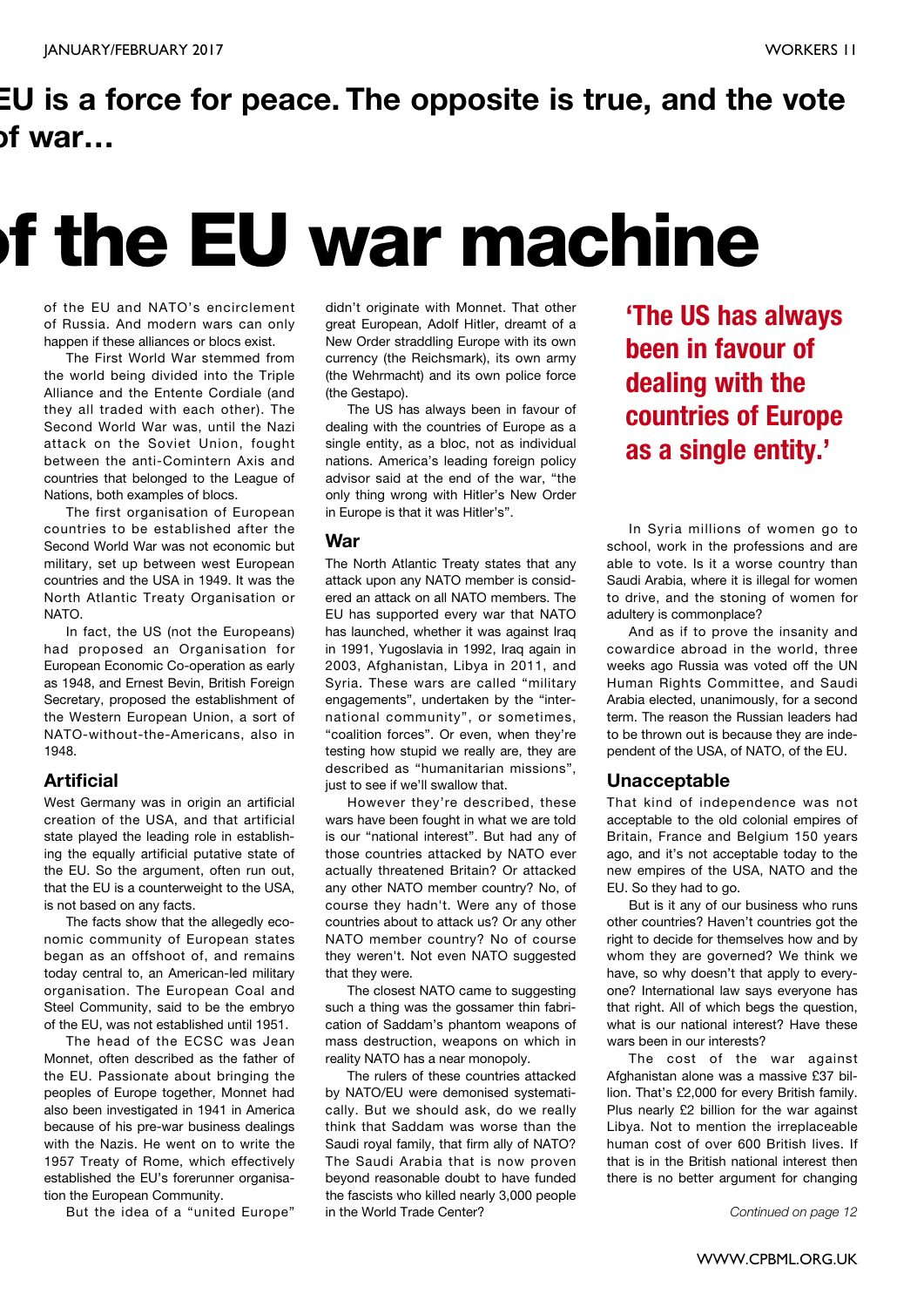**EU is a force for peace. The opposite is true, and the vote of war…**

# of the EU war machine

of the EU and NATO's encirclement of Russia. And modern wars can only happen if these alliances or blocs exist.

The First World War stemmed from the world being divided into the Triple Alliance and the Entente Cordiale (and they all traded with each other). The Second World War was, until the Nazi attack on the Soviet Union, fought between the anti-Comintern Axis and countries that belonged to the League of Nations, both examples of blocs.

The first organisation of European countries to be established after the Second World War was not economic but military, set up between west European countries and the USA in 1949. It was the North Atlantic Treaty Organisation or NATO.

In fact, the US (not the Europeans) had proposed an Organisation for European Economic Co-operation as early as 1948, and Ernest Bevin, British Foreign Secretary, proposed the establishment of the Western European Union, a sort of NATO-without-the-Americans, also in 1948.

## Artificial

West Germany was in origin an artificial creation of the USA, and that artificial state played the leading role in establishing the equally artificial putative state of the EU. So the argument, often run out, that the EU is a counterweight to the USA, is not based on any facts.

The facts show that the allegedly economic community of European states began as an offshoot of, and remains today central to, an American-led military organisation. The European Coal and Steel Community, said to be the embryo of the EU, was not established until 1951.

The head of the ECSC was Jean Monnet, often described as the father of the EU. Passionate about bringing the peoples of Europe together, Monnet had also been investigated in 1941 in America because of his pre-war business dealings with the Nazis. He went on to write the 1957 Treaty of Rome, which effectively established the EU's forerunner organisation the European Community.

But the idea of a "united Europe" didn't originate with Monnet. That other great European, Adolf Hitler, dreamt of a New Order straddling Europe with its own currency (the Reichsmark), its own army (the Wehrmacht) and its own police force (the Gestapo).

The US has always been in favour of dealing with the countries of Europe as a single entity, as a bloc, not as individual nations. America's leading foreign policy advisor said at the end of the war, "the only thing wrong with Hitler's New Order in Europe is that it was Hitler's".

## War

The North Atlantic Treaty states that any attack upon any NATO member is considered an attack on all NATO members. The EU has supported every war that NATO has launched, whether it was against Iraq in 1991, Yugoslavia in 1992, Iraq again in 2003, Afghanistan, Libya in 2011, and Syria. These wars are called "military engagements", undertaken by the "international community", or sometimes, "coalition forces". Or even, when they're testing how stupid we really are, they are described as "humanitarian missions", just to see if we'll swallow that.

However they're described, these wars have been fought in what we are told is our "national interest". But had any of those countries attacked by NATO ever actually threatened Britain? Or attacked any other NATO member country? No, of course they hadn't. Were any of those countries about to attack us? Or any other NATO member country? No of course they weren't. Not even NATO suggested that they were.

The closest NATO came to suggesting such a thing was the gossamer thin fabrication of Saddam's phantom weapons of mass destruction, weapons on which in reality NATO has a near monopoly.

The rulers of these countries attacked by NATO/EU were demonised systematically. But we should ask, do we really think that Saddam was worse than the Saudi royal family, that firm ally of NATO? The Saudi Arabia that is now proven beyond reasonable doubt to have funded the fascists who killed nearly 3,000 people in the World Trade Center?

**'The US has always been in favour of dealing with the countries of Europe as a single entity.'**

In Syria millions of women go to school, work in the professions and are able to vote. Is it a worse country than Saudi Arabia, where it is illegal for women to drive, and the stoning of women for adultery is commonplace?

And as if to prove the insanity and cowardice abroad in the world, three weeks ago Russia was voted off the UN Human Rights Committee, and Saudi Arabia elected, unanimously, for a second term. The reason the Russian leaders had to be thrown out is because they are independent of the USA, of NATO, of the EU.

## Unacceptable

That kind of independence was not acceptable to the old colonial empires of Britain, France and Belgium 150 years ago, and it's not acceptable today to the new empires of the USA, NATO and the EU. So they had to go.

But is it any of our business who runs other countries? Haven't countries got the right to decide for themselves how and by whom they are governed? We think we have, so why doesn't that apply to everyone? International law says everyone has that right. All of which begs the question, what is our national interest? Have these wars been in our interests?

The cost of the war against Afghanistan alone was a massive £37 billion. That's £2,000 for every British family. Plus nearly £2 billion for the war against Libya. Not to mention the irreplaceable human cost of over 600 British lives. If that is in the British national interest then there is no better argument for changing

*Continued on page 12*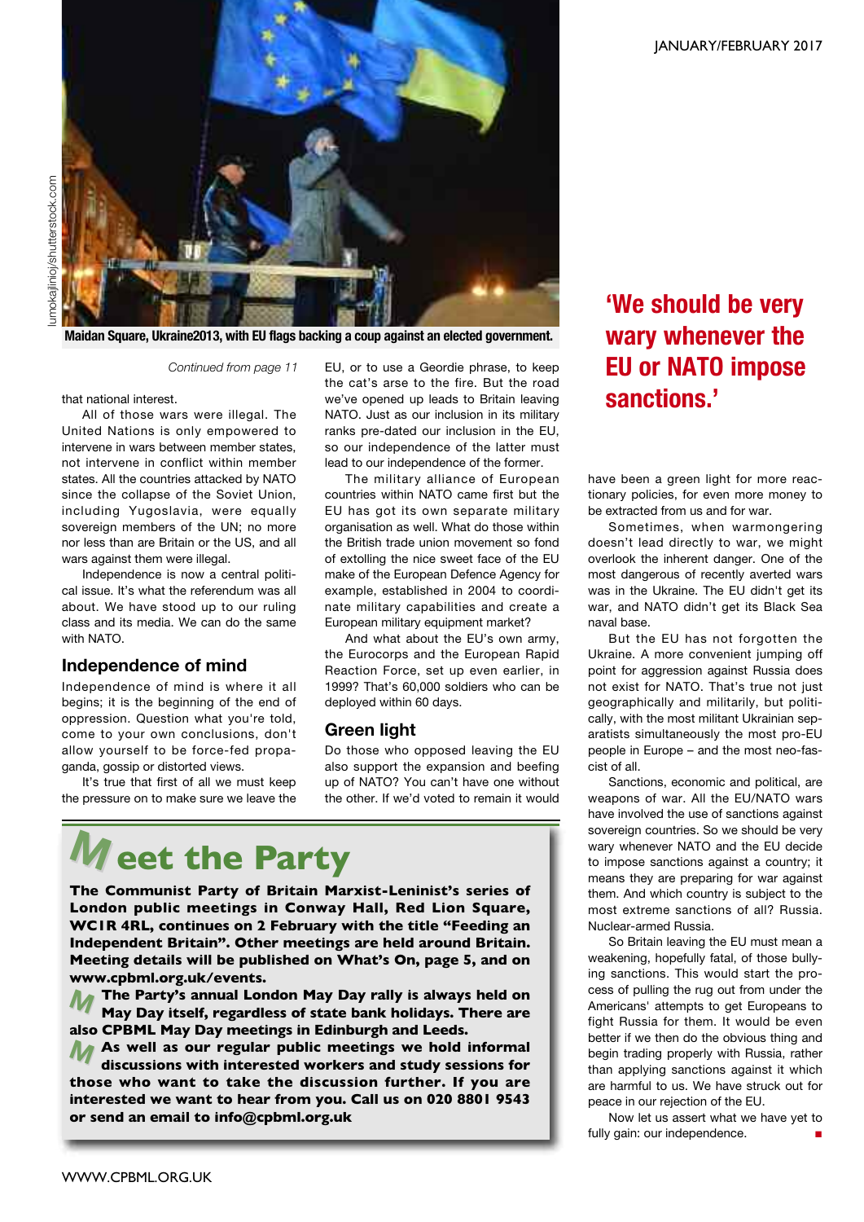Maidan Square, Ukraine2013, with EU flags backing a coup against an elected government.

*Continued from page 11*

that national interest.

All of those wars were illegal. The United Nations is only empowered to intervene in wars between member states, not intervene in conflict within member states. All the countries attacked by NATO since the collapse of the Soviet Union, including Yugoslavia, were equally sovereign members of the UN; no more nor less than are Britain or the US, and all wars against them were illegal.

Independence is now a central political issue. It's what the referendum was all about. We have stood up to our ruling class and its media. We can do the same with NATO.

## Independence of mind

Independence of mind is where it all begins; it is the beginning of the end of oppression. Question what you're told, come to your own conclusions, don't allow yourself to be force-fed propaganda, gossip or distorted views.

It's true that first of all we must keep the pressure on to make sure we leave the EU, or to use a Geordie phrase, to keep the cat's arse to the fire. But the road we've opened up leads to Britain leaving NATO. Just as our inclusion in its military ranks pre-dated our inclusion in the EU, so our independence of the latter must lead to our independence of the former.

The military alliance of European countries within NATO came first but the EU has got its own separate military organisation as well. What do those within the British trade union movement so fond of extolling the nice sweet face of the EU make of the European Defence Agency for example, established in 2004 to coordinate military capabilities and create a European military equipment market?

And what about the EU's own army, the Eurocorps and the European Rapid Reaction Force, set up even earlier, in 1999? That's 60,000 soldiers who can be deployed within 60 days.

## Green light

Do those who opposed leaving the EU also support the expansion and beefing up of NATO? You can't have one without the other. If we'd voted to remain it would have been a green light for more reactionary policies, for even more money to be extracted from us and for war.

Sometimes, when warmongering doesn't lead directly to war, we might overlook the inherent danger. One of the most dangerous of recently averted wars was in the Ukraine. The EU didn't get its war, and NATO didn't get its Black Sea naval base.

But the EU has not forgotten the Ukraine. A more convenient jumping off point for aggression against Russia does not exist for NATO. That's true not just geographically and militarily, but politically, with the most militant Ukrainian separatists simultaneously the most pro-EU people in Europe – and the most neo-fascist of all.

Sanctions, economic and political, are weapons of war. All the EU/NATO wars have involved the use of sanctions against sovereign countries. So we should be very wary whenever NATO and the EU decide to impose sanctions against a country; it means they are preparing for war against them. And which country is subject to the most extreme sanctions of all? Russia. Nuclear-armed Russia.

So Britain leaving the EU must mean a weakening, hopefully fatal, of those bullying sanctions. This would start the process of pulling the rug out from under the Americans' attempts to get Europeans to fight Russia for them. It would be even better if we then do the obvious thing and begin trading properly with Russia, rather than applying sanctions against it which are harmful to us. We have struck out for peace in our rejection of the EU.

Now let us assert what we have yet to fully gain: our independence. ■

**'We should be very wary whenever the EU or NATO impose sanctions.'**

## Meet the Party

**The Communist Party of Britain Marxist-Leninist's series of London public meetings in Conway Hall, Red Lion Square, WC1R 4RL, continues on 2 February with the title "Feeding an Independent Britain". Other meetings are held around Britain. Meeting details will be published on What's On, page 5, and on www.cpbml.org.uk/events.**

**The Party's annual London May Day rally is always held on May Day itself, regardless of state bank holidays. There are also CPBML May Day meetings in Edinburgh and Leeds.**

**As well as our regular public meetings we hold informal discussions with interested workers and study sessions for those who want to take the discussion further. If you are interested we want to hear from you. Call us on 020 8801 9543 or send an email to info@cpbml.org.uk**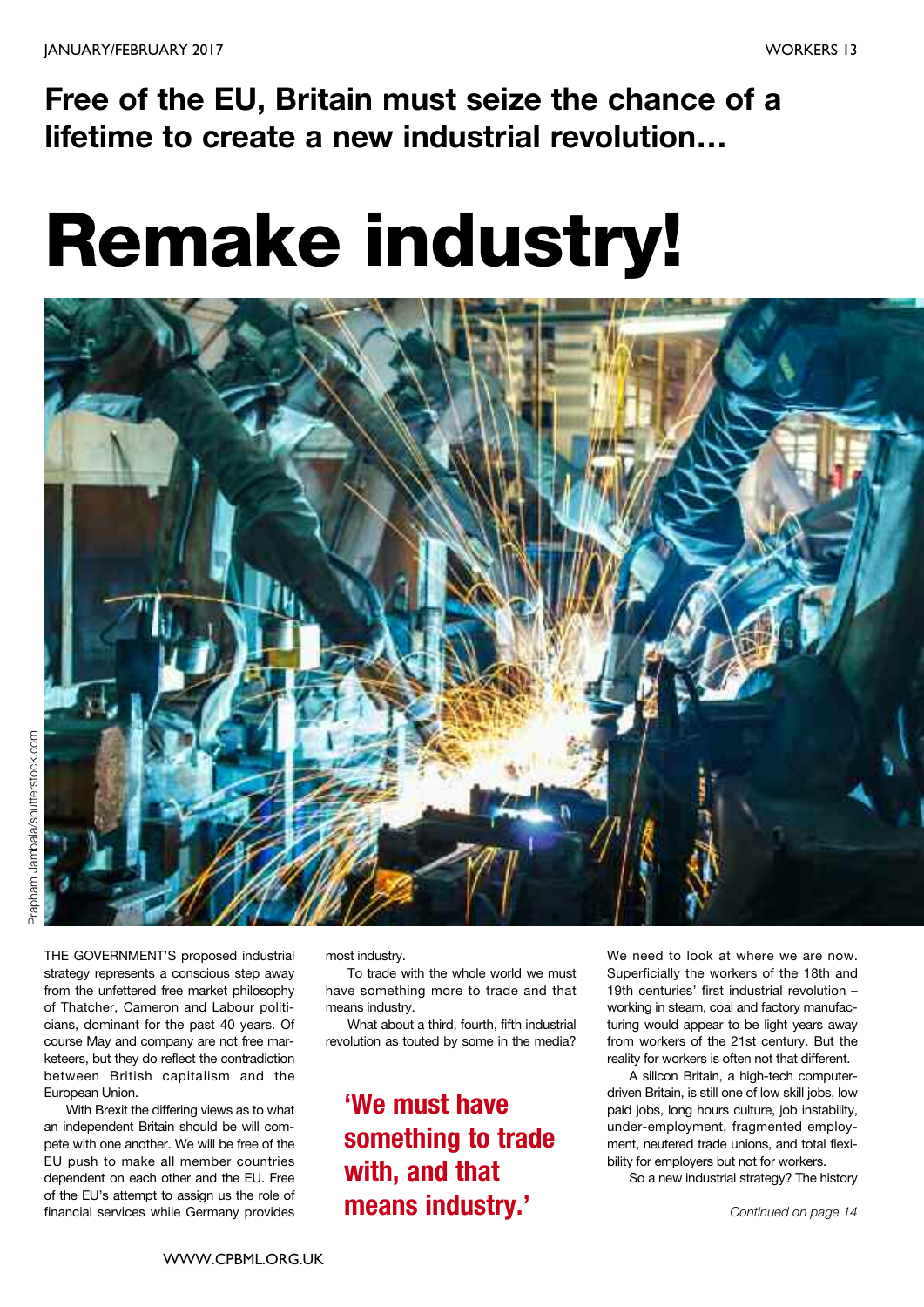**Free of the EU, Britain must seize the chance of a lifetime to create a new industrial revolution…**

# Remake industry!

Prapham Jambala/shutterstock.com

THE GOVERNMENT'S proposed industrial strategy represents a conscious step away from the unfettered free market philosophy of Thatcher, Cameron and Labour politicians, dominant for the past 40 years. Of course May and company are not free marketeers, but they do reflect the contradiction between British capitalism and the European Union.

With Brexit the differing views as to what an independent Britain should be will compete with one another. We will be free of the EU push to make all member countries dependent on each other and the EU. Free of the EU's attempt to assign us the role of financial services while Germany provides most industry.

To trade with the whole world we must have something more to trade and that means industry.

What about a third, fourth, fifth industrial revolution as touted by some in the media?

**'We must have something to trade with, and that means industry.'**

We need to look at where we are now. Superficially the workers of the 18th and 19th centuries' first industrial revolution – working in steam, coal and factory manufacturing would appear to be light years away from workers of the 21st century. But the reality for workers is often not that different.

A silicon Britain, a high-tech computer-driven Britain, is still one of low skill jobs, low paid jobs, long hours culture, job instability, under-employment, fragmented employment, neutered trade unions, and total flexibility for employers but not for workers.

So a new industrial strategy? The history

*Continued on page 14*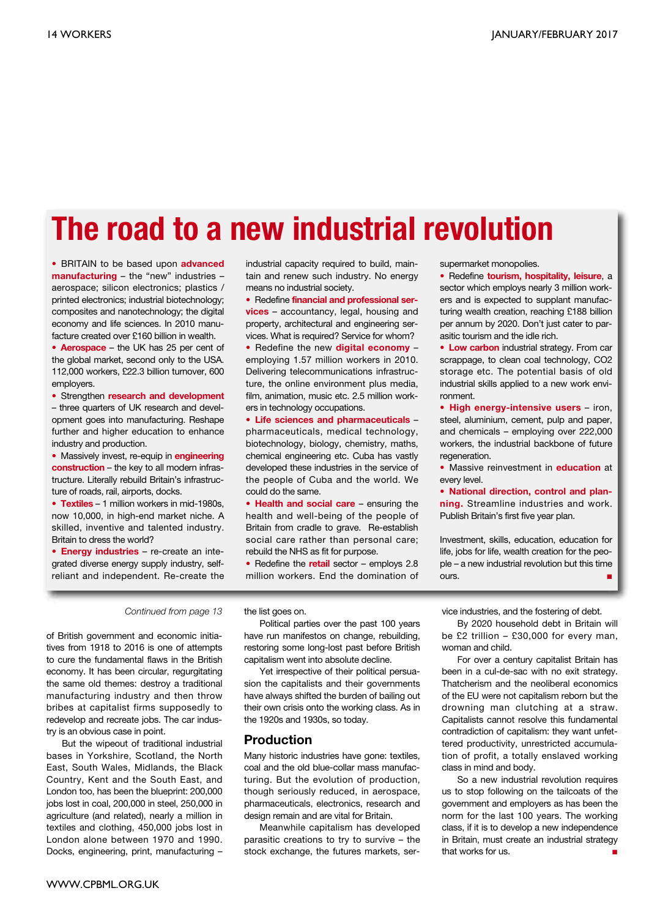# The road to a new industrial revolution

- BRITAIN to be based upon **advanced manufacturing** – the "new" industries – aerospace; silicon electronics; plastics / printed electronics; industrial biotechnology; composites and nanotechnology; the digital economy and life sciences. In 2010 manufacture created over £160 billion in wealth.
- **Aerospace** – the UK has 25 per cent of the global market, second only to the USA. 112,000 workers, £22.3 billion turnover, 600 employers.
- Strengthen **research and development** – three quarters of UK research and development goes into manufacturing. Reshape further and higher education to enhance industry and production.
- Massively invest, re-equip in **engineering construction** – the key to all modern infrastructure. Literally rebuild Britain's infrastructure of roads, rail, airports, docks.
- **Textiles** – 1 million workers in mid-1980s, now 10,000, in high-end market niche. A skilled, inventive and talented industry. Britain to dress the world?
- **Energy industries** – re-create an integrated diverse energy supply industry, self-reliant and independent. Re-create the industrial capacity required to build, maintain and renew such industry. No energy means no industrial society.
- Redefine **financial and professional services** – accountancy, legal, housing and property, architectural and engineering services. What is required? Service for whom?
- Redefine the new **digital economy** – employing 1.57 million workers in 2010. Delivering telecommunications infrastructure, the online environment plus media, film, animation, music etc. 2.5 million workers in technology occupations.
- **Life sciences and pharmaceuticals** – pharmaceuticals, medical technology, biotechnology, biology, chemistry, maths, chemical engineering etc. Cuba has vastly developed these industries in the service of the people of Cuba and the world. We could do the same.
- **Health and social care** – ensuring the health and well-being of the people of Britain from cradle to grave. Re-establish social care rather than personal care; rebuild the NHS as fit for purpose.
- Redefine the **retail** sector – employs 2.8 million workers. End the domination of supermarket monopolies.
- Redefine **tourism, hospitality, leisure**, a sector which employs nearly 3 million workers and is expected to supplant manufacturing wealth creation, reaching £188 billion per annum by 2020. Don't just cater to parasitic tourism and the idle rich.
- **Low carbon** industrial strategy. From car scrappage, to clean coal technology, CO2 storage etc. The potential basis of old industrial skills applied to a new work environment.
- **High energy-intensive users** – iron, steel, aluminium, cement, pulp and paper, and chemicals – employing over 222,000 workers, the industrial backbone of future regeneration.
- Massive reinvestment in **education** at every level.
- **National direction, control and planning.** Streamline industries and work. Publish Britain's first five year plan.

Investment, skills, education, education for life, jobs for life, wealth creation for the people – a new industrial revolution but this time ours. ■

*Continued from page 13*

of British government and economic initiatives from 1918 to 2016 is one of attempts to cure the fundamental flaws in the British economy. It has been circular, regurgitating the same old themes: destroy a traditional manufacturing industry and then throw bribes at capitalist firms supposedly to redevelop and recreate jobs. The car industry is an obvious case in point.

But the wipeout of traditional industrial bases in Yorkshire, Scotland, the North East, South Wales, Midlands, the Black Country, Kent and the South East, and London too, has been the blueprint: 200,000 jobs lost in coal, 200,000 in steel, 250,000 in agriculture (and related), nearly a million in textiles and clothing, 450,000 jobs lost in London alone between 1970 and 1990. Docks, engineering, print, manufacturing – the list goes on.

Political parties over the past 100 years have run manifestos on change, rebuilding, restoring some long-lost past before British capitalism went into absolute decline.

Yet irrespective of their political persuasion the capitalists and their governments have always shifted the burden of bailing out their own crisis onto the working class. As in the 1920s and 1930s, so today.

## Production

Many historic industries have gone: textiles, coal and the old blue-collar mass manufacturing. But the evolution of production, though seriously reduced, in aerospace, pharmaceuticals, electronics, research and design remain and are vital for Britain.

Meanwhile capitalism has developed parasitic creations to try to survive – the stock exchange, the futures markets, service industries, and the fostering of debt.

By 2020 household debt in Britain will be £2 trillion – £30,000 for every man, woman and child.

For over a century capitalist Britain has been in a cul-de-sac with no exit strategy. Thatcherism and the neoliberal economics of the EU were not capitalism reborn but the drowning man clutching at a straw. Capitalists cannot resolve this fundamental contradiction of capitalism: they want unfettered productivity, unrestricted accumulation of profit, a totally enslaved working class in mind and body.

So a new industrial revolution requires us to stop following on the tailcoats of the government and employers as has been the norm for the last 100 years. The working class, if it is to develop a new independence in Britain, must create an industrial strategy that works for us. ■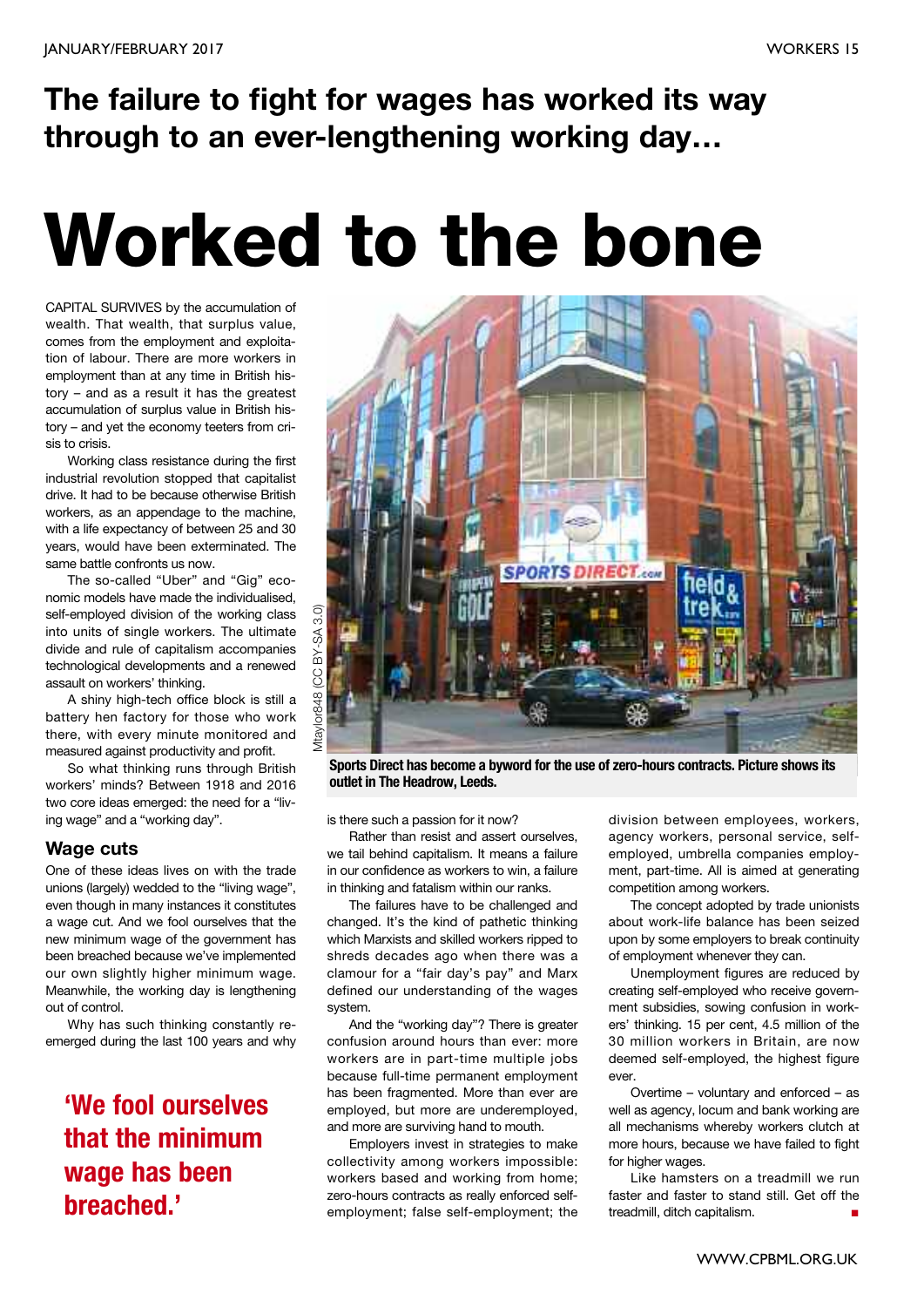## The failure to fight for wages has worked its way through to an ever-lengthening working day…

# Worked to the bone

CAPITAL SURVIVES by the accumulation of wealth. That wealth, that surplus value, comes from the employment and exploitation of labour. There are more workers in employment than at any time in British history – and as a result it has the greatest accumulation of surplus value in British history – and yet the economy teeters from crisis to crisis.

Working class resistance during the first industrial revolution stopped that capitalist drive. It had to be because otherwise British workers, as an appendage to the machine, with a life expectancy of between 25 and 30 years, would have been exterminated. The same battle confronts us now.

The so-called "Uber" and "Gig" economic models have made the individualised, self-employed division of the working class into units of single workers. The ultimate divide and rule of capitalism accompanies technological developments and a renewed assault on workers' thinking.

A shiny high-tech office block is still a battery hen factory for those who work there, with every minute monitored and measured against productivity and profit.

So what thinking runs through British workers' minds? Between 1918 and 2016 two core ideas emerged: the need for a "living wage" and a "working day".

### Wage cuts

One of these ideas lives on with the trade unions (largely) wedded to the "living wage", even though in many instances it constitutes a wage cut. And we fool ourselves that the new minimum wage of the government has been breached because we've implemented our own slightly higher minimum wage. Meanwhile, the working day is lengthening out of control.

Why has such thinking constantly re-emerged during the last 100 years and why is there such a passion for it now?

Rather than resist and assert ourselves, we tail behind capitalism. It means a failure in our confidence as workers to win, a failure in thinking and fatalism within our ranks.

The failures have to be challenged and changed. It's the kind of pathetic thinking which Marxists and skilled workers ripped to shreds decades ago when there was a clamour for a "fair day's pay" and Marx defined our understanding of the wages system.

And the "working day"? There is greater confusion around hours than ever: more workers are in part-time multiple jobs because full-time permanent employment has been fragmented. More than ever are employed, but more are underemployed, and more are surviving hand to mouth.

Employers invest in strategies to make collectivity among workers impossible: workers based and working from home; zero-hours contracts as really enforced self-employment; false self-employment; the division between employees, workers, agency workers, personal service, self-employed, umbrella companies employment, part-time. All is aimed at generating competition among workers.

The concept adopted by trade unionists about work-life balance has been seized upon by some employers to break continuity of employment whenever they can.

Unemployment figures are reduced by creating self-employed who receive government subsidies, sowing confusion in workers' thinking. 15 per cent, 4.5 million of the 30 million workers in Britain, are now deemed self-employed, the highest figure ever.

Overtime – voluntary and enforced – as well as agency, locum and bank working are all mechanisms whereby workers clutch at more hours, because we have failed to fight for higher wages.

Like hamsters on a treadmill we run faster and faster to stand still. Get off the treadmill, ditch capitalism. ■

**'We fool ourselves that the minimum wage has been breached.'**

Mtaylor848 (CC BY-SA 3.0)

**Sports Direct has become a byword for the use of zero-hours contracts. Picture shows its outlet in The Headrow, Leeds.**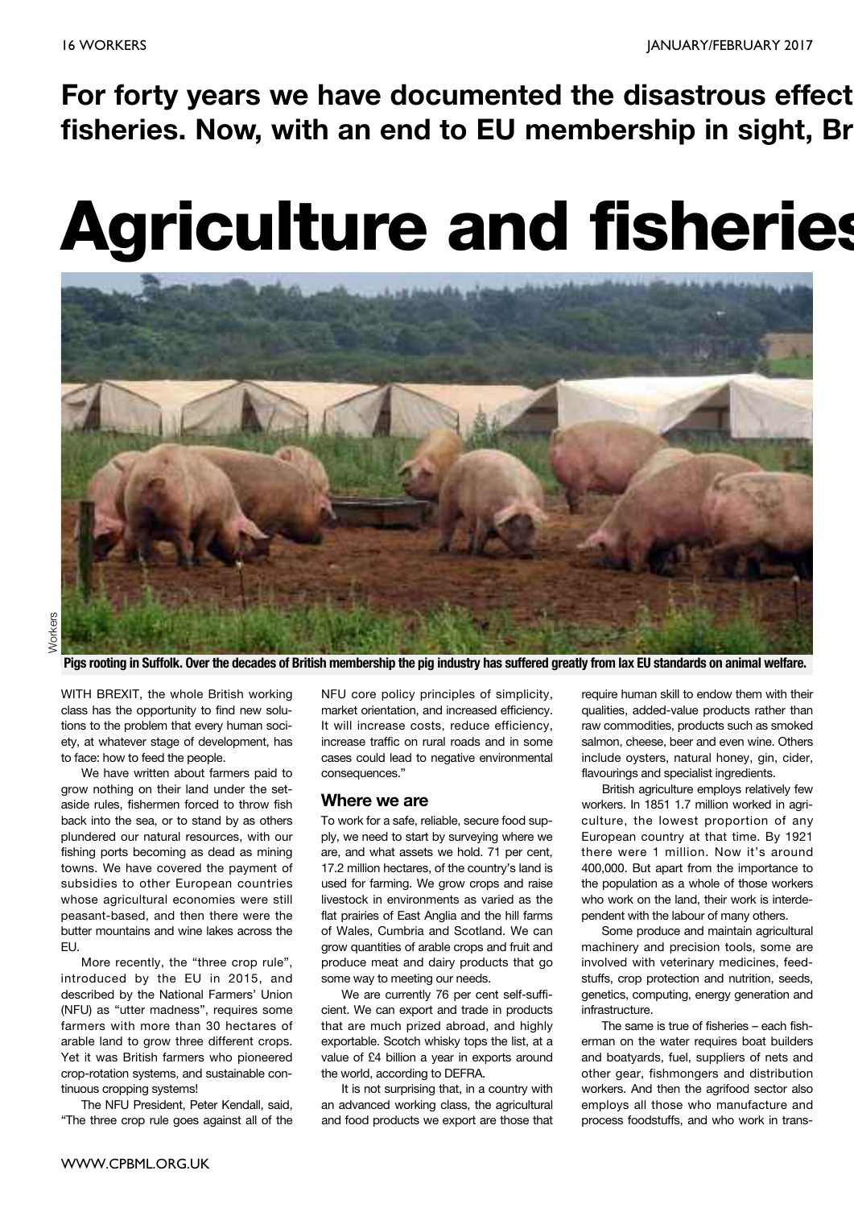**For forty years we have documented the disastrous effect fisheries. Now, with an end to EU membership in sight, Br**

# Agriculture and fisheries

Pigs rooting in Suffolk. Over the decades of British membership the pig industry has suffered greatly from lax EU standards on animal welfare.

WITH BREXIT, the whole British working class has the opportunity to find new solutions to the problem that every human society, at whatever stage of development, has to face: how to feed the people.

We have written about farmers paid to grow nothing on their land under the set-aside rules, fishermen forced to throw fish back into the sea, or to stand by as others plundered our natural resources, with our fishing ports becoming as dead as mining towns. We have covered the payment of subsidies to other European countries whose agricultural economies were still peasant-based, and then there were the butter mountains and wine lakes across the EU.

More recently, the "three crop rule", introduced by the EU in 2015, and described by the National Farmers' Union (NFU) as "utter madness", requires some farmers with more than 30 hectares of arable land to grow three different crops. Yet it was British farmers who pioneered crop-rotation systems, and sustainable continuous cropping systems!

The NFU President, Peter Kendall, said, "The three crop rule goes against all of the NFU core policy principles of simplicity, market orientation, and increased efficiency. It will increase costs, reduce efficiency, increase traffic on rural roads and in some cases could lead to negative environmental consequences."

## Where we are

To work for a safe, reliable, secure food supply, we need to start by surveying where we are, and what assets we hold. 71 per cent, 17.2 million hectares, of the country's land is used for farming. We grow crops and raise livestock in environments as varied as the flat prairies of East Anglia and the hill farms of Wales, Cumbria and Scotland. We can grow quantities of arable crops and fruit and produce meat and dairy products that go some way to meeting our needs.

We are currently 76 per cent self-sufficient. We can export and trade in products that are much prized abroad, and highly exportable. Scotch whisky tops the list, at a value of £4 billion a year in exports around the world, according to DEFRA.

It is not surprising that, in a country with an advanced working class, the agricultural and food products we export are those that require human skill to endow them with their qualities, added-value products rather than raw commodities, products such as smoked salmon, cheese, beer and even wine. Others include oysters, natural honey, gin, cider, flavourings and specialist ingredients.

British agriculture employs relatively few workers. In 1851 1.7 million worked in agriculture, the lowest proportion of any European country at that time. By 1921 there were 1 million. Now it's around 400,000. But apart from the importance to the population as a whole of those workers who work on the land, their work is interdependent with the labour of many others.

Some produce and maintain agricultural machinery and precision tools, some are involved with veterinary medicines, feedstuffs, crop protection and nutrition, seeds, genetics, computing, energy generation and infrastructure.

The same is true of fisheries – each fisherman on the water requires boat builders and boatyards, fuel, suppliers of nets and other gear, fishmongers and distribution workers. And then the agrifood sector also employs all those who manufacture and process foodstuffs, and who work in trans-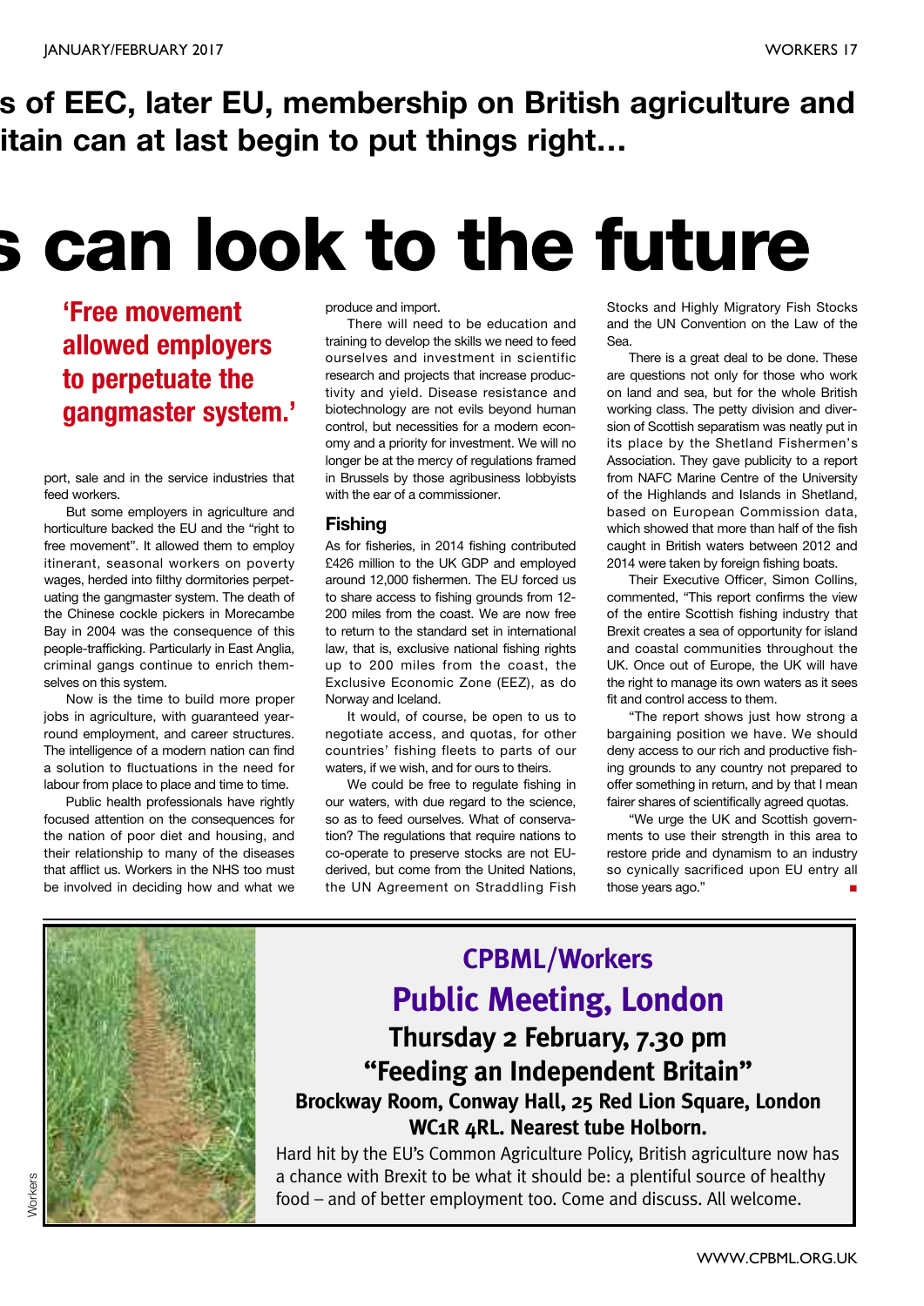s of EEC, later EU, membership on British agriculture and itain can at last begin to put things right…

# s can look to the future

**'Free movement allowed employers to perpetuate the gangmaster system.'**

port, sale and in the service industries that feed workers.

But some employers in agriculture and horticulture backed the EU and the "right to free movement". It allowed them to employ itinerant, seasonal workers on poverty wages, herded into filthy dormitories perpetuating the gangmaster system. The death of the Chinese cockle pickers in Morecambe Bay in 2004 was the consequence of this people-trafficking. Particularly in East Anglia, criminal gangs continue to enrich themselves on this system.

Now is the time to build more proper jobs in agriculture, with guaranteed year-round employment, and career structures. The intelligence of a modern nation can find a solution to fluctuations in the need for labour from place to place and time to time.

Public health professionals have rightly focused attention on the consequences for the nation of poor diet and housing, and their relationship to many of the diseases that afflict us. Workers in the NHS too must be involved in deciding how and what we produce and import.

There will need to be education and training to develop the skills we need to feed ourselves and investment in scientific research and projects that increase productivity and yield. Disease resistance and biotechnology are not evils beyond human control, but necessities for a modern economy and a priority for investment. We will no longer be at the mercy of regulations framed in Brussels by those agribusiness lobbyists with the ear of a commissioner.

## Fishing

As for fisheries, in 2014 fishing contributed £426 million to the UK GDP and employed around 12,000 fishermen. The EU forced us to share access to fishing grounds from 12-200 miles from the coast. We are now free to return to the standard set in international law, that is, exclusive national fishing rights up to 200 miles from the coast, the Exclusive Economic Zone (EEZ), as do Norway and Iceland.

It would, of course, be open to us to negotiate access, and quotas, for other countries' fishing fleets to parts of our waters, if we wish, and for ours to theirs.

We could be free to regulate fishing in our waters, with due regard to the science, so as to feed ourselves. What of conservation? The regulations that require nations to co-operate to preserve stocks are not EU-derived, but come from the United Nations, the UN Agreement on Straddling Fish Stocks and Highly Migratory Fish Stocks and the UN Convention on the Law of the Sea.

There is a great deal to be done. These are questions not only for those who work on land and sea, but for the whole British working class. The petty division and diversion of Scottish separatism was neatly put in its place by the Shetland Fishermen's Association. They gave publicity to a report from NAFC Marine Centre of the University of the Highlands and Islands in Shetland, based on European Commission data, which showed that more than half of the fish caught in British waters between 2012 and 2014 were taken by foreign fishing boats.

Their Executive Officer, Simon Collins, commented, "This report confirms the view of the entire Scottish fishing industry that Brexit creates a sea of opportunity for island and coastal communities throughout the UK. Once out of Europe, the UK will have the right to manage its own waters as it sees fit and control access to them.

"The report shows just how strong a bargaining position we have. We should deny access to our rich and productive fishing grounds to any country not prepared to offer something in return, and by that I mean fairer shares of scientifically agreed quotas.

"We urge the UK and Scottish governments to use their strength in this area to restore pride and dynamism to an industry so cynically sacrificed upon EU entry all those years ago." ■

---

**CPBML/Workers**

**Public Meeting, London**

**Thursday 2 February, 7.30 pm**

**"Feeding an Independent Britain"**

**Brockway Room, Conway Hall, 25 Red Lion Square, London WC1R 4RL. Nearest tube Holborn.**

Hard hit by the EU's Common Agriculture Policy, British agriculture now has a chance with Brexit to be what it should be: a plentiful source of healthy food – and of better employment too. Come and discuss. All welcome.

Workers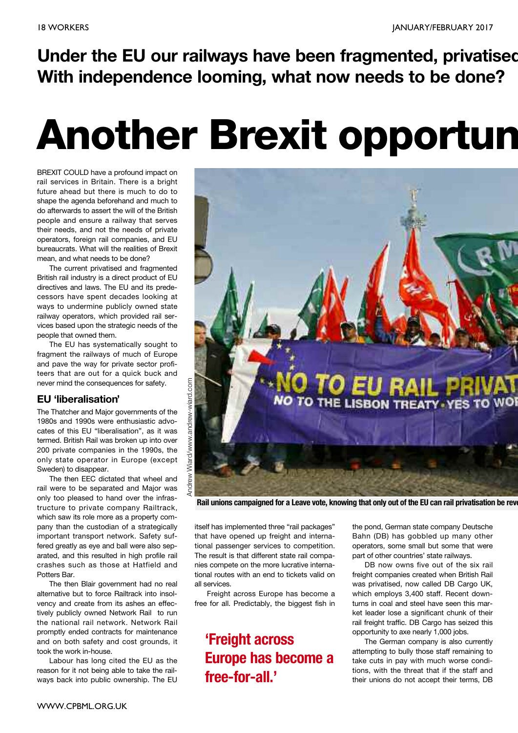**Under the EU our railways have been fragmented, privatised With independence looming, what now needs to be done?**

# Another Brexit opportun

BREXIT COULD have a profound impact on rail services in Britain. There is a bright future ahead but there is much to do to shape the agenda beforehand and much to do afterwards to assert the will of the British people and ensure a railway that serves their needs, and not the needs of private operators, foreign rail companies, and EU bureaucrats. What will the realities of Brexit mean, and what needs to be done?

The current privatised and fragmented British rail industry is a direct product of EU directives and laws. The EU and its predecessors have spent decades looking at ways to undermine publicly owned state railway operators, which provided rail services based upon the strategic needs of the people that owned them.

The EU has systematically sought to fragment the railways of much of Europe and pave the way for private sector profiteers that are out for a quick buck and never mind the consequences for safety.

## EU 'liberalisation'

The Thatcher and Major governments of the 1980s and 1990s were enthusiastic advocates of this EU "liberalisation", as it was termed. British Rail was broken up into over 200 private companies in the 1990s, the only state operator in Europe (except Sweden) to disappear.

The then EEC dictated that wheel and rail were to be separated and Major was only too pleased to hand over the infrastructure to private company Railtrack, which saw its role more as a property company than the custodian of a strategically important transport network. Safety suffered greatly as eye and ball were also separated, and this resulted in high profile rail crashes such as those at Hatfield and Potters Bar.

The then Blair government had no real alternative but to force Railtrack into insolvency and create from its ashes an effectively publicly owned Network Rail to run the national rail network. Network Rail promptly ended contracts for maintenance and on both safety and cost grounds, it took the work in-house.

Labour has long cited the EU as the reason for it not being able to take the railways back into public ownership. The EU itself has implemented three "rail packages" that have opened up freight and international passenger services to competition. The result is that different state rail companies compete on the more lucrative international routes with an end to tickets valid on all services.

Freight across Europe has become a free for all. Predictably, the biggest fish in the pond, German state company Deutsche Bahn (DB) has gobbled up many other operators, some small but some that were part of other countries' state railways.

Andrew Wiard/www.andrew-wiard.com

Rail unions campaigned for a Leave vote, knowing that only out of the EU can rail privatisation be reve

> 'Freight across Europe has become a free-for-all.'

DB now owns five out of the six rail freight companies created when British Rail was privatised, now called DB Cargo UK, which employs 3,400 staff. Recent downturns in coal and steel have seen this market leader lose a significant chunk of their rail freight traffic. DB Cargo has seized this opportunity to axe nearly 1,000 jobs.

The German company is also currently attempting to bully those staff remaining to take cuts in pay with much worse conditions, with the threat that if the staff and their unions do not accept their terms, DB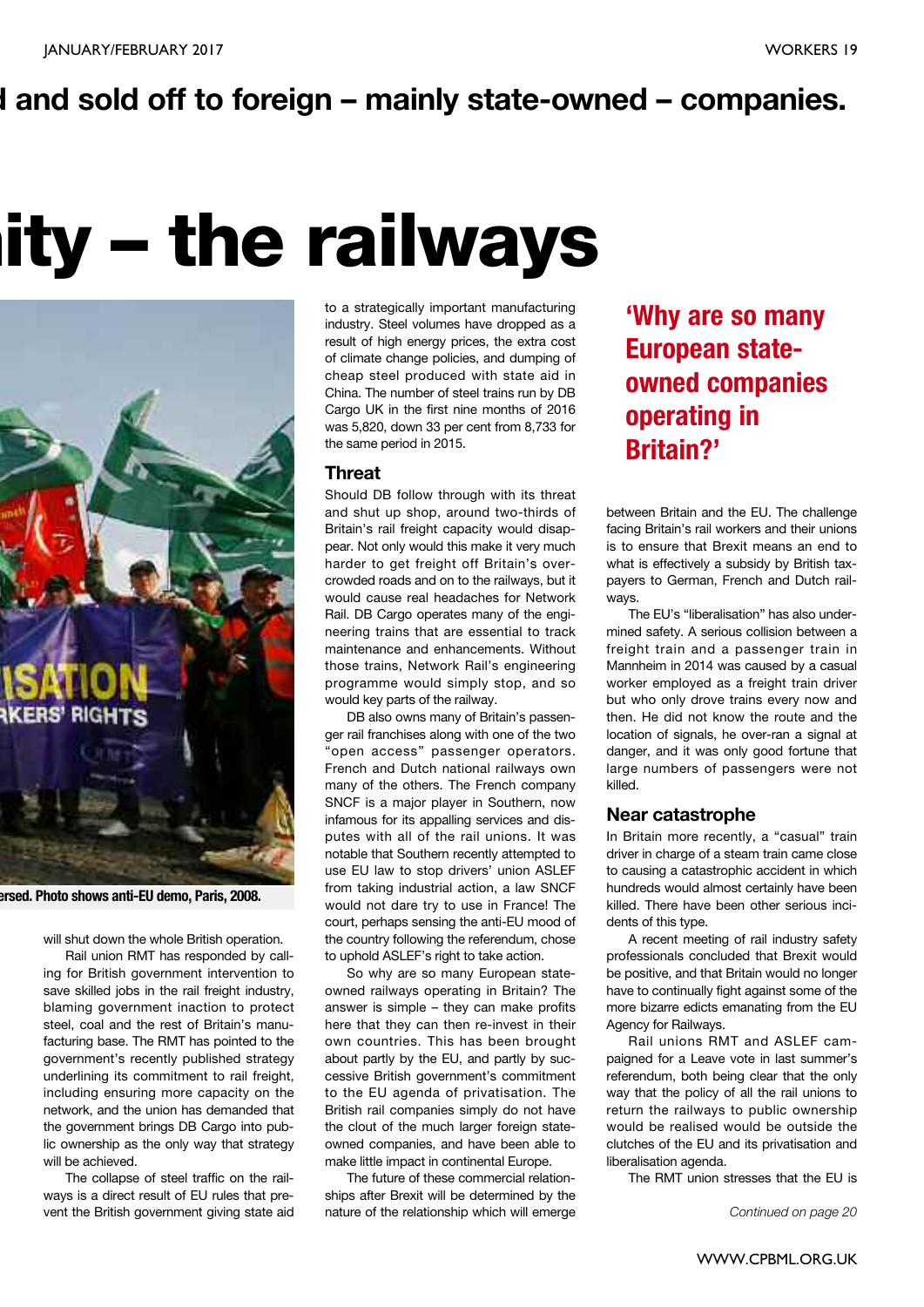**d and sold off to foreign – mainly state-owned – companies.**

# ity – the railways

ersed. Photo shows anti-EU demo, Paris, 2008.

will shut down the whole British operation.

Rail union RMT has responded by calling for British government intervention to save skilled jobs in the rail freight industry, blaming government inaction to protect steel, coal and the rest of Britain's manufacturing base. The RMT has pointed to the government's recently published strategy underlining its commitment to rail freight, including ensuring more capacity on the network, and the union has demanded that the government brings DB Cargo into public ownership as the only way that strategy will be achieved.

The collapse of steel traffic on the railways is a direct result of EU rules that prevent the British government giving state aid to a strategically important manufacturing industry. Steel volumes have dropped as a result of high energy prices, the extra cost of climate change policies, and dumping of cheap steel produced with state aid in China. The number of steel trains run by DB Cargo UK in the first nine months of 2016 was 5,820, down 33 per cent from 8,733 for the same period in 2015.

## Threat

Should DB follow through with its threat and shut up shop, around two-thirds of Britain's rail freight capacity would disappear. Not only would this make it very much harder to get freight off Britain's overcrowded roads and on to the railways, but it would cause real headaches for Network Rail. DB Cargo operates many of the engineering trains that are essential to track maintenance and enhancements. Without those trains, Network Rail's engineering programme would simply stop, and so would key parts of the railway.

DB also owns many of Britain's passenger rail franchises along with one of the two "open access" passenger operators. French and Dutch national railways own many of the others. The French company SNCF is a major player in Southern, now infamous for its appalling services and disputes with all of the rail unions. It was notable that Southern recently attempted to use EU law to stop drivers' union ASLEF from taking industrial action, a law SNCF would not dare try to use in France! The court, perhaps sensing the anti-EU mood of the country following the referendum, chose to uphold ASLEF's right to take action.

So why are so many European state-owned railways operating in Britain? The answer is simple – they can make profits here that they can then re-invest in their own countries. This has been brought about partly by the EU, and partly by successive British government's commitment to the EU agenda of privatisation. The British rail companies simply do not have the clout of the much larger foreign state-owned companies, and have been able to make little impact in continental Europe.

The future of these commercial relationships after Brexit will be determined by the nature of the relationship which will emerge between Britain and the EU. The challenge facing Britain's rail workers and their unions is to ensure that Brexit means an end to what is effectively a subsidy by British taxpayers to German, French and Dutch railways.

**'Why are so many European state-owned companies operating in Britain?'**

The EU's "liberalisation" has also undermined safety. A serious collision between a freight train and a passenger train in Mannheim in 2014 was caused by a casual worker employed as a freight train driver but who only drove trains every now and then. He did not know the route and the location of signals, he over-ran a signal at danger, and it was only good fortune that large numbers of passengers were not killed.

## Near catastrophe

In Britain more recently, a "casual" train driver in charge of a steam train came close to causing a catastrophic accident in which hundreds would almost certainly have been killed. There have been other serious incidents of this type.

A recent meeting of rail industry safety professionals concluded that Brexit would be positive, and that Britain would no longer have to continually fight against some of the more bizarre edicts emanating from the EU Agency for Railways.

Rail unions RMT and ASLEF campaigned for a Leave vote in last summer's referendum, both being clear that the only way that the policy of all the rail unions to return the railways to public ownership would be realised would be outside the clutches of the EU and its privatisation and liberalisation agenda.

The RMT union stresses that the EU is

*Continued on page 20*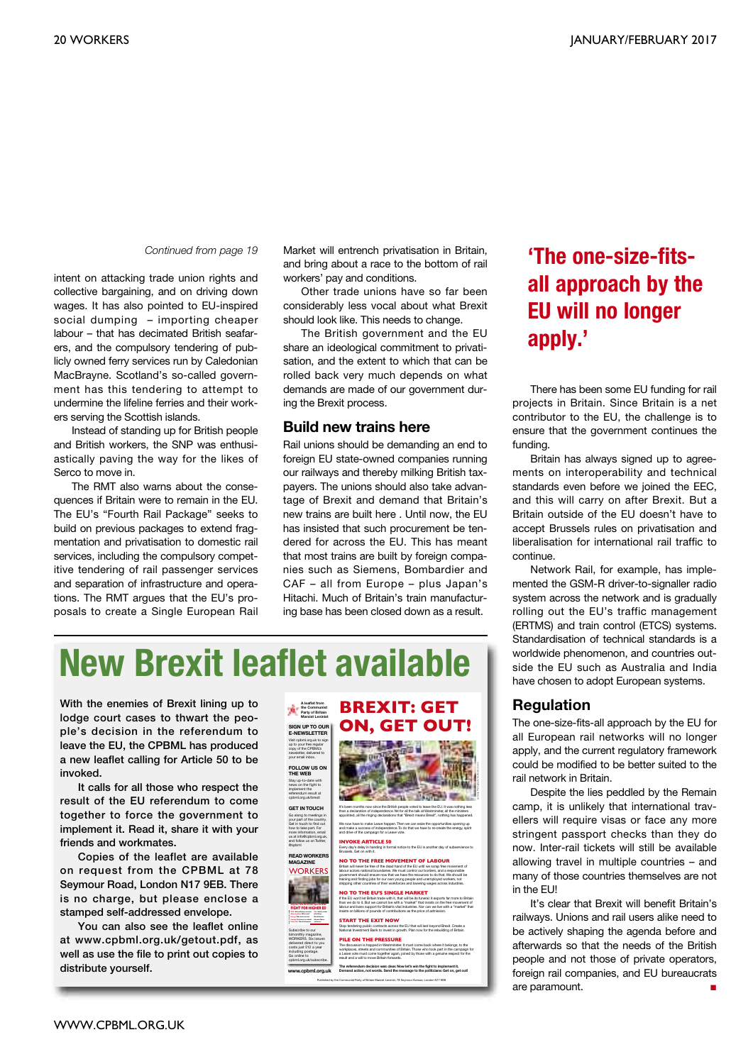*Continued from page 19*

intent on attacking trade union rights and collective bargaining, and on driving down wages. It has also pointed to EU-inspired social dumping – importing cheaper labour – that has decimated British seafarers, and the compulsory tendering of publicly owned ferry services run by Caledonian MacBrayne. Scotland's so-called government has this tendering to attempt to undermine the lifeline ferries and their workers serving the Scottish islands.

Instead of standing up for British people and British workers, the SNP was enthusiastically paving the way for the likes of Serco to move in.

The RMT also warns about the consequences if Britain were to remain in the EU. The EU's "Fourth Rail Package" seeks to build on previous packages to extend fragmentation and privatisation to domestic rail services, including the compulsory competitive tendering of rail passenger services and separation of infrastructure and operations. The RMT argues that the EU's proposals to create a Single European Rail Market will entrench privatisation in Britain, and bring about a race to the bottom of rail workers' pay and conditions.

Other trade unions have so far been considerably less vocal about what Brexit should look like. This needs to change.

The British government and the EU share an ideological commitment to privatisation, and the extent to which that can be rolled back very much depends on what demands are made of our government during the Brexit process.

## Build new trains here

Rail unions should be demanding an end to foreign EU state-owned companies running our railways and thereby milking British taxpayers. The unions should also take advantage of Brexit and demand that Britain's new trains are built here . Until now, the EU has insisted that such procurement be tendered for across the EU. This has meant that most trains are built by foreign companies such as Siemens, Bombardier and CAF – all from Europe – plus Japan's Hitachi. Much of Britain's train manufacturing base has been closed down as a result.

# 'The one-size-fits-all approach by the EU will no longer apply.'

There has been some EU funding for rail projects in Britain. Since Britain is a net contributor to the EU, the challenge is to ensure that the government continues the funding.

Britain has always signed up to agreements on interoperability and technical standards even before we joined the EEC, and this will carry on after Brexit. But a Britain outside of the EU doesn't have to accept Brussels rules on privatisation and liberalisation for international rail traffic to continue.

Network Rail, for example, has implemented the GSM-R driver-to-signaller radio system across the network and is gradually rolling out the EU's traffic management (ERTMS) and train control (ETCS) systems. Standardisation of technical standards is a worldwide phenomenon, and countries outside the EU such as Australia and India have chosen to adopt European systems.

## Regulation

The one-size-fits-all approach by the EU for all European rail networks will no longer apply, and the current regulatory framework could be modified to be better suited to the rail network in Britain.

Despite the lies peddled by the Remain camp, it is unlikely that international travellers will require visas or face any more stringent passport checks than they do now. Inter-rail tickets will still be available allowing travel in multiple countries – and many of those countries themselves are not in the EU!

It's clear that Brexit will benefit Britain's railways. Unions and rail users alike need to be actively shaping the agenda before and afterwards so that the needs of the British people and not those of private operators, foreign rail companies, and EU bureaucrats are paramount. ■

# New Brexit leaflet available

**With the enemies of Brexit lining up to lodge court cases to thwart the people's decision in the referendum to leave the EU, the CPBML has produced a new leaflet calling for Article 50 to be invoked.**

**It calls for all those who respect the result of the EU referendum to come together to force the government to implement it. Read it, share it with your friends and workmates.**

**Copies of the leaflet are available on request from the CPBML at 78 Seymour Road, London N17 9EB. There is no charge, but please enclose a stamped self-addressed envelope.**

**You can also see the leaflet online at www.cpbml.org.uk/getout.pdf, as well as use the file to print out copies to distribute yourself.**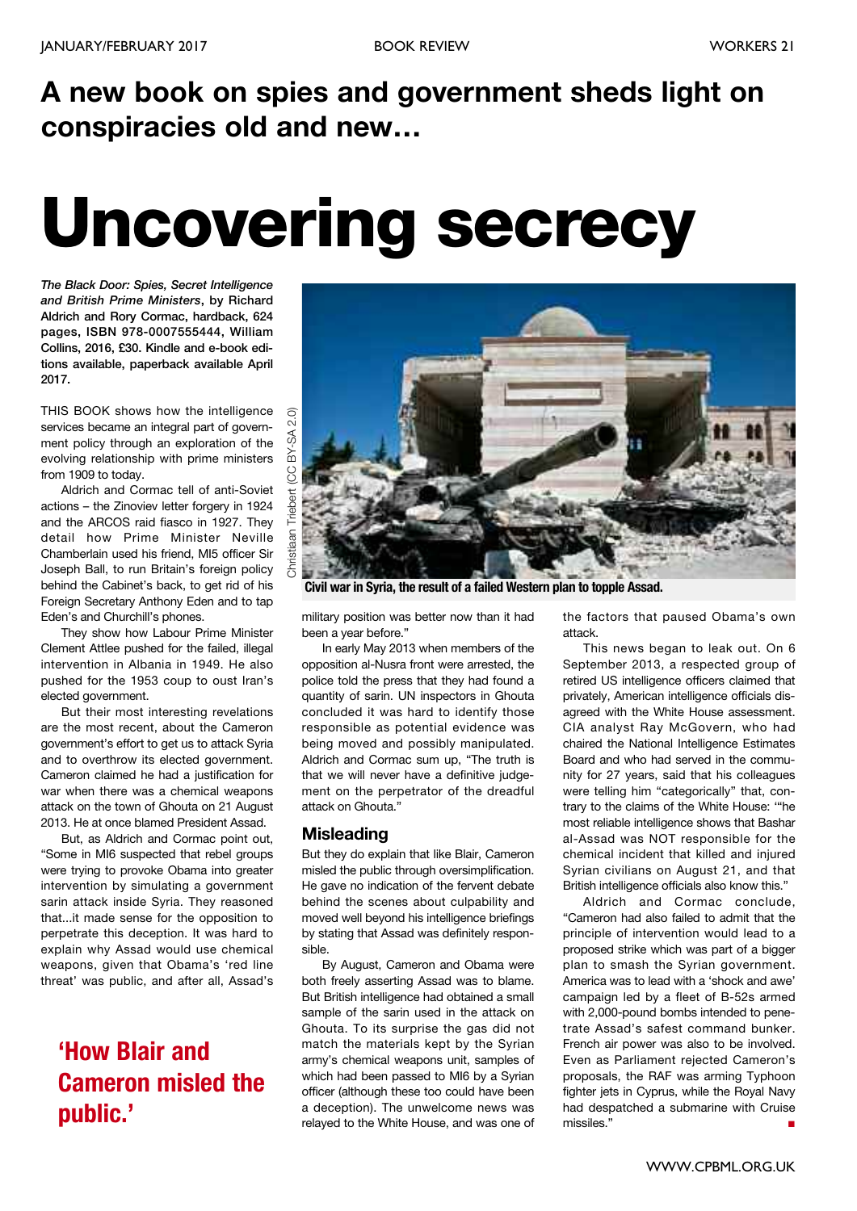## A new book on spies and government sheds light on conspiracies old and new…

# Uncovering secrecy

***The Black Door: Spies, Secret Intelligence and British Prime Ministers*, by Richard Aldrich and Rory Cormac, hardback, 624 pages, ISBN 978-0007555444, William Collins, 2016, £30. Kindle and e-book editions available, paperback available April 2017.**

THIS BOOK shows how the intelligence services became an integral part of government policy through an exploration of the evolving relationship with prime ministers from 1909 to today.

Aldrich and Cormac tell of anti-Soviet actions – the Zinoviev letter forgery in 1924 and the ARCOS raid fiasco in 1927. They detail how Prime Minister Neville Chamberlain used his friend, MI5 officer Sir Joseph Ball, to run Britain's foreign policy behind the Cabinet's back, to get rid of his Foreign Secretary Anthony Eden and to tap Eden's and Churchill's phones.

They show how Labour Prime Minister Clement Attlee pushed for the failed, illegal intervention in Albania in 1949. He also pushed for the 1953 coup to oust Iran's elected government.

But their most interesting revelations are the most recent, about the Cameron government's effort to get us to attack Syria and to overthrow its elected government. Cameron claimed he had a justification for war when there was a chemical weapons attack on the town of Ghouta on 21 August 2013. He at once blamed President Assad.

But, as Aldrich and Cormac point out, "Some in MI6 suspected that rebel groups were trying to provoke Obama into greater intervention by simulating a government sarin attack inside Syria. They reasoned that...it made sense for the opposition to perpetrate this deception. It was hard to explain why Assad would use chemical weapons, given that Obama's 'red line threat' was public, and after all, Assad's military position was better now than it had been a year before."

**'How Blair and Cameron misled the public.'**

Christiaan Triebert (CC BY-SA 2.0)

**Civil war in Syria, the result of a failed Western plan to topple Assad.**

In early May 2013 when members of the opposition al-Nusra front were arrested, the police told the press that they had found a quantity of sarin. UN inspectors in Ghouta concluded it was hard to identify those responsible as potential evidence was being moved and possibly manipulated. Aldrich and Cormac sum up, "The truth is that we will never have a definitive judgement on the perpetrator of the dreadful attack on Ghouta."

### Misleading

But they do explain that like Blair, Cameron misled the public through oversimplification. He gave no indication of the fervent debate behind the scenes about culpability and moved well beyond his intelligence briefings by stating that Assad was definitely responsible.

By August, Cameron and Obama were both freely asserting Assad was to blame. But British intelligence had obtained a small sample of the sarin used in the attack on Ghouta. To its surprise the gas did not match the materials kept by the Syrian army's chemical weapons unit, samples of which had been passed to MI6 by a Syrian officer (although these too could have been a deception). The unwelcome news was relayed to the White House, and was one of the factors that paused Obama's own attack.

This news began to leak out. On 6 September 2013, a respected group of retired US intelligence officers claimed that privately, American intelligence officials disagreed with the White House assessment. CIA analyst Ray McGovern, who had chaired the National Intelligence Estimates Board and who had served in the community for 27 years, said that his colleagues were telling him "categorically" that, contrary to the claims of the White House: '"he most reliable intelligence shows that Bashar al-Assad was NOT responsible for the chemical incident that killed and injured Syrian civilians on August 21, and that British intelligence officials also know this."

Aldrich and Cormac conclude, "Cameron had also failed to admit that the principle of intervention would lead to a proposed strike which was part of a bigger plan to smash the Syrian government. America was to lead with a 'shock and awe' campaign led by a fleet of B-52s armed with 2,000-pound bombs intended to penetrate Assad's safest command bunker. French air power was also to be involved. Even as Parliament rejected Cameron's proposals, the RAF was arming Typhoon fighter jets in Cyprus, while the Royal Navy had despatched a submarine with Cruise missiles." ■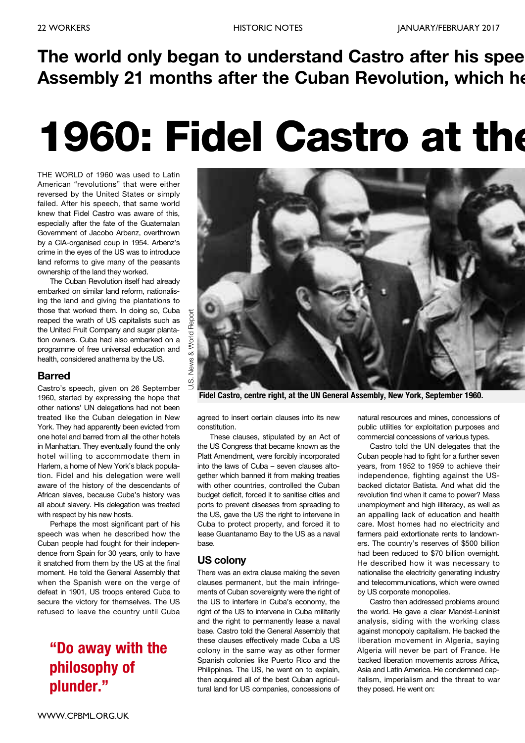**The world only began to understand Castro after his spee Assembly 21 months after the Cuban Revolution, which he**

# 1960: Fidel Castro at the

THE WORLD of 1960 was used to Latin American "revolutions" that were either reversed by the United States or simply failed. After his speech, that same world knew that Fidel Castro was aware of this, especially after the fate of the Guatemalan Government of Jacobo Arbenz, overthrown by a CIA-organised coup in 1954. Arbenz's crime in the eyes of the US was to introduce land reforms to give many of the peasants ownership of the land they worked.

The Cuban Revolution itself had already embarked on similar land reform, nationalising the land and giving the plantations to those that worked them. In doing so, Cuba reaped the wrath of US capitalists such as the United Fruit Company and sugar plantation owners. Cuba had also embarked on a programme of free universal education and health, considered anathema by the US.

## Barred

Castro's speech, given on 26 September 1960, started by expressing the hope that other nations' UN delegations had not been treated like the Cuban delegation in New York. They had apparently been evicted from one hotel and barred from all the other hotels in Manhattan. They eventually found the only hotel willing to accommodate them in Harlem, a home of New York's black population. Fidel and his delegation were well aware of the history of the descendants of African slaves, because Cuba's history was all about slavery. His delegation was treated with respect by his new hosts.

Perhaps the most significant part of his speech was when he described how the Cuban people had fought for their independence from Spain for 30 years, only to have it snatched from them by the US at the final moment. He told the General Assembly that when the Spanish were on the verge of defeat in 1901, US troops entered Cuba to secure the victory for themselves. The US refused to leave the country until Cuba agreed to insert certain clauses into its new constitution.

**"Do away with the philosophy of plunder."**

U.S. News & World Report

**Fidel Castro, centre right, at the UN General Assembly, New York, September 1960.**

These clauses, stipulated by an Act of the US Congress that became known as the Platt Amendment, were forcibly incorporated into the laws of Cuba – seven clauses altogether which banned it from making treaties with other countries, controlled the Cuban budget deficit, forced it to sanitise cities and ports to prevent diseases from spreading to the US, gave the US the right to intervene in Cuba to protect property, and forced it to lease Guantanamo Bay to the US as a naval base.

## US colony

There was an extra clause making the seven clauses permanent, but the main infringements of Cuban sovereignty were the right of the US to interfere in Cuba's economy, the right of the US to intervene in Cuba militarily and the right to permanently lease a naval base. Castro told the General Assembly that these clauses effectively made Cuba a US colony in the same way as other former Spanish colonies like Puerto Rico and the Philippines. The US, he went on to explain, then acquired all of the best Cuban agricultural land for US companies, concessions of natural resources and mines, concessions of public utilities for exploitation purposes and commercial concessions of various types.

Castro told the UN delegates that the Cuban people had to fight for a further seven years, from 1952 to 1959 to achieve their independence, fighting against the US-backed dictator Batista. And what did the revolution find when it came to power? Mass unemployment and high illiteracy, as well as an appalling lack of education and health care. Most homes had no electricity and farmers paid extortionate rents to landowners. The country's reserves of $500 billion had been reduced to $70 billion overnight. He described how it was necessary to nationalise the electricity generating industry and telecommunications, which were owned by US corporate monopolies.

Castro then addressed problems around the world. He gave a clear Marxist-Leninist analysis, siding with the working class against monopoly capitalism. He backed the liberation movement in Algeria, saying Algeria will never be part of France. He backed liberation movements across Africa, Asia and Latin America. He condemned capitalism, imperialism and the threat to war they posed. He went on: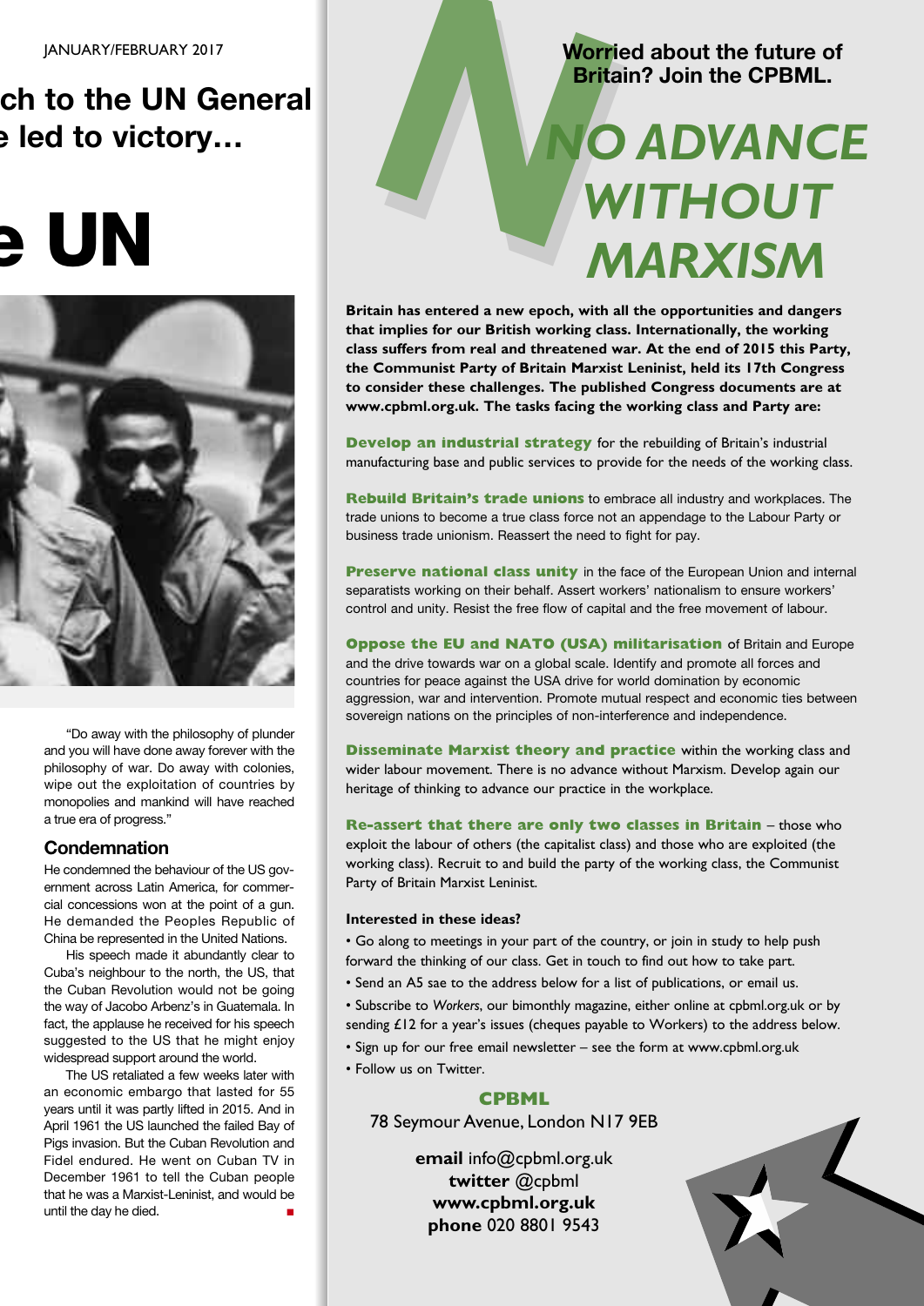## ch to the UN General e led to victory…

# e UN

"Do away with the philosophy of plunder and you will have done away forever with the philosophy of war. Do away with colonies, wipe out the exploitation of countries by monopolies and mankind will have reached a true era of progress."

### Condemnation

He condemned the behaviour of the US government across Latin America, for commercial concessions won at the point of a gun. He demanded the Peoples Republic of China be represented in the United Nations.

His speech made it abundantly clear to Cuba's neighbour to the north, the US, that the Cuban Revolution would not be going the way of Jacobo Arbenz's in Guatemala. In fact, the applause he received for his speech suggested to the US that he might enjoy widespread support around the world.

The US retaliated a few weeks later with an economic embargo that lasted for 55 years until it was partly lifted in 2015. And in April 1961 the US launched the failed Bay of Pigs invasion. But the Cuban Revolution and Fidel endured. He went on Cuban TV in December 1961 to tell the Cuban people that he was a Marxist-Leninist, and would be until the day he died. ■

**Worried about the future of Britain? Join the CPBML.**

# *NO ADVANCE WITHOUT MARXISM*

**Britain has entered a new epoch, with all the opportunities and dangers that implies for our British working class. Internationally, the working class suffers from real and threatened war. At the end of 2015 this Party, the Communist Party of Britain Marxist Leninist, held its 17th Congress to consider these challenges. The published Congress documents are at www.cpbml.org.uk. The tasks facing the working class and Party are:**

**Develop an industrial strategy** for the rebuilding of Britain's industrial manufacturing base and public services to provide for the needs of the working class.

**Rebuild Britain's trade unions** to embrace all industry and workplaces. The trade unions to become a true class force not an appendage to the Labour Party or business trade unionism. Reassert the need to fight for pay.

**Preserve national class unity** in the face of the European Union and internal separatists working on their behalf. Assert workers' nationalism to ensure workers' control and unity. Resist the free flow of capital and the free movement of labour.

**Oppose the EU and NATO (USA) militarisation** of Britain and Europe and the drive towards war on a global scale. Identify and promote all forces and countries for peace against the USA drive for world domination by economic aggression, war and intervention. Promote mutual respect and economic ties between sovereign nations on the principles of non-interference and independence.

**Disseminate Marxist theory and practice** within the working class and wider labour movement. There is no advance without Marxism. Develop again our heritage of thinking to advance our practice in the workplace.

**Re-assert that there are only two classes in Britain** – those who exploit the labour of others (the capitalist class) and those who are exploited (the working class). Recruit to and build the party of the working class, the Communist Party of Britain Marxist Leninist.

**Interested in these ideas?**

- Go along to meetings in your part of the country, or join in study to help push forward the thinking of our class. Get in touch to find out how to take part.
- Send an A5 sae to the address below for a list of publications, or email us.
- Subscribe to *Workers*, our bimonthly magazine, either online at cpbml.org.uk or by sending £12 for a year's issues (cheques payable to Workers) to the address below.
- Sign up for our free email newsletter – see the form at www.cpbml.org.uk
- Follow us on Twitter.

**CPBML**
78 Seymour Avenue, London N17 9EB

**email** info@cpbml.org.uk
**twitter** @cpbml
**www.cpbml.org.uk**
**phone** 020 8801 9543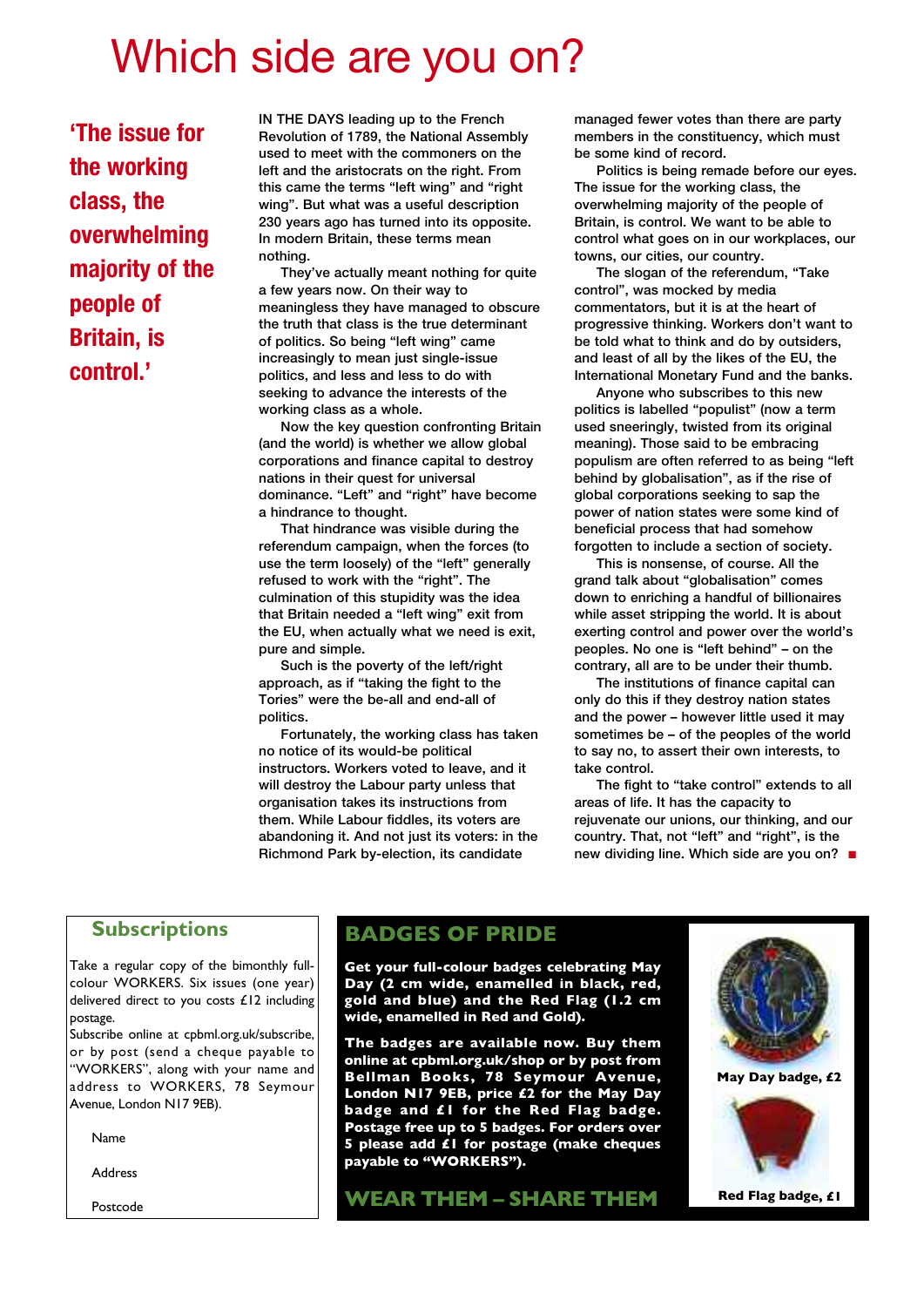# Which side are you on?

**'The issue for the working class, the overwhelming majority of the people of Britain, is control.'**

IN THE DAYS leading up to the French Revolution of 1789, the National Assembly used to meet with the commoners on the left and the aristocrats on the right. From this came the terms "left wing" and "right wing". But what was a useful description 230 years ago has turned into its opposite. In modern Britain, these terms mean nothing.

They've actually meant nothing for quite a few years now. On their way to meaningless they have managed to obscure the truth that class is the true determinant of politics. So being "left wing" came increasingly to mean just single-issue politics, and less and less to do with seeking to advance the interests of the working class as a whole.

Now the key question confronting Britain (and the world) is whether we allow global corporations and finance capital to destroy nations in their quest for universal dominance. "Left" and "right" have become a hindrance to thought.

That hindrance was visible during the referendum campaign, when the forces (to use the term loosely) of the "left" generally refused to work with the "right". The culmination of this stupidity was the idea that Britain needed a "left wing" exit from the EU, when actually what we need is exit, pure and simple.

Such is the poverty of the left/right approach, as if "taking the fight to the Tories" were the be-all and end-all of politics.

Fortunately, the working class has taken no notice of its would-be political instructors. Workers voted to leave, and it will destroy the Labour party unless that organisation takes its instructions from them. While Labour fiddles, its voters are abandoning it. And not just its voters: in the Richmond Park by-election, its candidate managed fewer votes than there are party members in the constituency, which must be some kind of record.

Politics is being remade before our eyes. The issue for the working class, the overwhelming majority of the people of Britain, is control. We want to be able to control what goes on in our workplaces, our towns, our cities, our country.

The slogan of the referendum, "Take control", was mocked by media commentators, but it is at the heart of progressive thinking. Workers don't want to be told what to think and do by outsiders, and least of all by the likes of the EU, the International Monetary Fund and the banks.

Anyone who subscribes to this new politics is labelled "populist" (now a term used sneeringly, twisted from its original meaning). Those said to be embracing populism are often referred to as being "left behind by globalisation", as if the rise of global corporations seeking to sap the power of nation states were some kind of beneficial process that had somehow forgotten to include a section of society.

This is nonsense, of course. All the grand talk about "globalisation" comes down to enriching a handful of billionaires while asset stripping the world. It is about exerting control and power over the world's peoples. No one is "left behind" – on the contrary, all are to be under their thumb.

The institutions of finance capital can only do this if they destroy nation states and the power – however little used it may sometimes be – of the peoples of the world to say no, to assert their own interests, to take control.

The fight to "take control" extends to all areas of life. It has the capacity to rejuvenate our unions, our thinking, and our country. That, not "left" and "right", is the new dividing line. Which side are you on? ■

## Subscriptions

Take a regular copy of the bimonthly full-colour WORKERS. Six issues (one year) delivered direct to you costs £12 including postage.

Subscribe online at cpbml.org.uk/subscribe, or by post (send a cheque payable to "WORKERS", along with your name and address to WORKERS, 78 Seymour Avenue, London N17 9EB).

Name

Address

Postcode

## BADGES OF PRIDE

**Get your full-colour badges celebrating May Day (2 cm wide, enamelled in black, red, gold and blue) and the Red Flag (1.2 cm wide, enamelled in Red and Gold).**

**The badges are available now. Buy them online at cpbml.org.uk/shop or by post from Bellman Books, 78 Seymour Avenue, London N17 9EB, price £2 for the May Day badge and £1 for the Red Flag badge. Postage free up to 5 badges. For orders over 5 please add £1 for postage (make cheques payable to "WORKERS").**

**WEAR THEM – SHARE THEM**

**May Day badge, £2**

**Red Flag badge, £1**